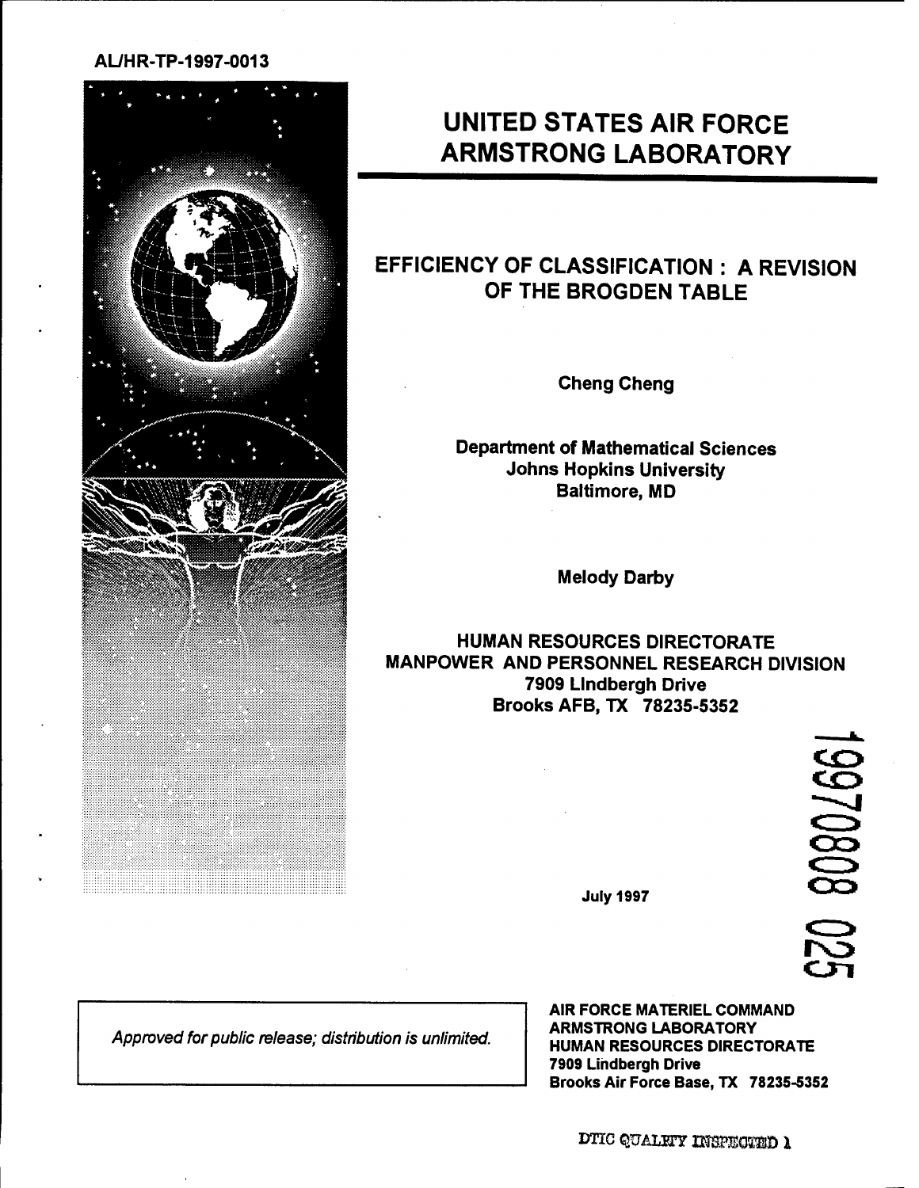AL/HR-TP-1997-0013

# UNITED STATES AIR FORCE ARMSTRONG LABORATORY

## EFFICIENCY OF CLASSIFICATION : A REVISION OF THE BROGDEN TABLE

**Cheng Cheng**

**Department of Mathematical Sciences**
**Johns Hopkins University**
**Baltimore, MD**

**Melody Darby**

**HUMAN RESOURCES DIRECTORATE**
**MANPOWER AND PERSONNEL RESEARCH DIVISION**
**7909 Lindbergh Drive**
**Brooks AFB, TX 78235-5352**

19970808 025

**July 1997**

*Approved for public release; distribution is unlimited.*

**AIR FORCE MATERIEL COMMAND**
**ARMSTRONG LABORATORY**
**HUMAN RESOURCES DIRECTORATE**
**7909 Lindbergh Drive**
**Brooks Air Force Base, TX 78235-5352**

DTIC QUALITY INSPECTED 1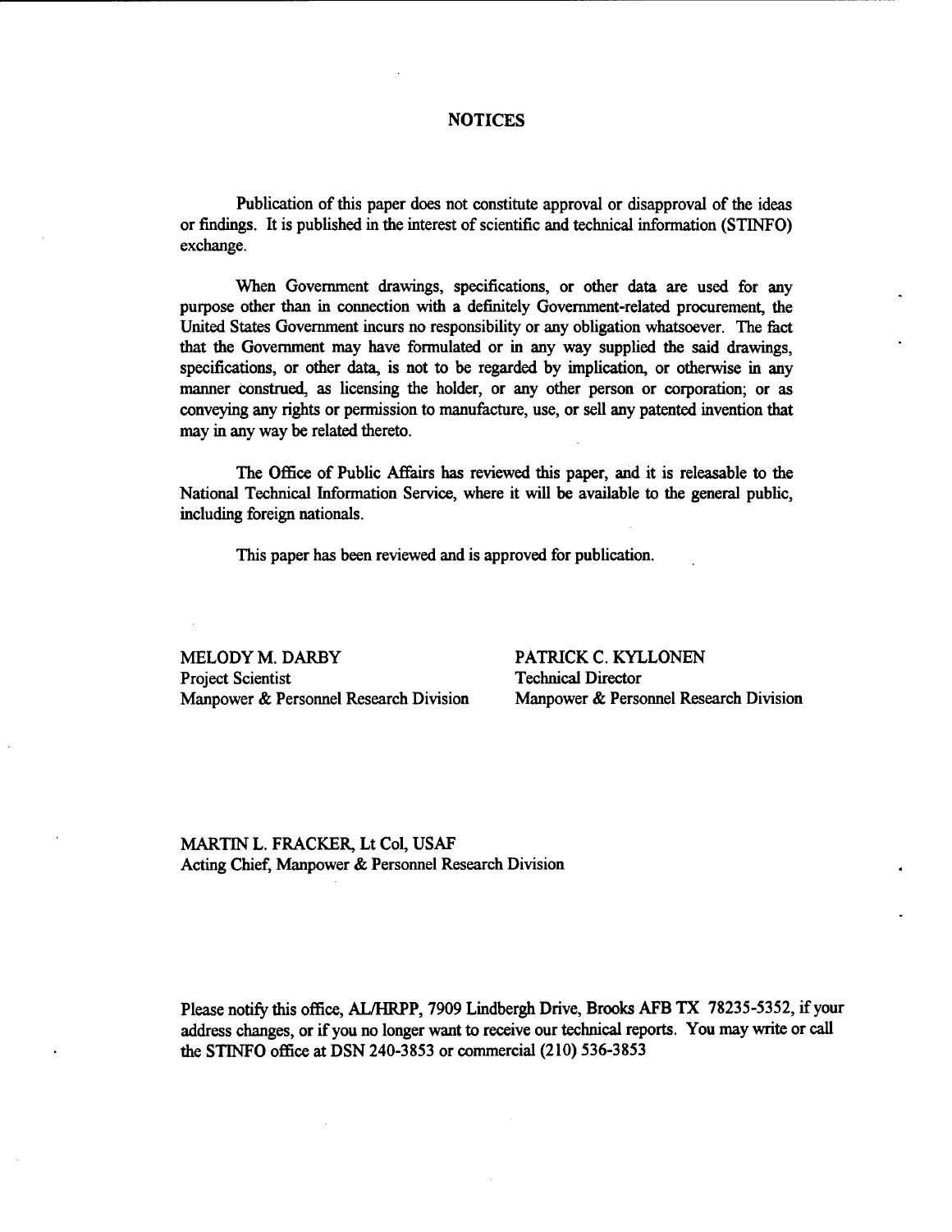# NOTICES

Publication of this paper does not constitute approval or disapproval of the ideas or findings. It is published in the interest of scientific and technical information (STINFO) exchange.

When Government drawings, specifications, or other data are used for any purpose other than in connection with a definitely Government-related procurement, the United States Government incurs no responsibility or any obligation whatsoever. The fact that the Government may have formulated or in any way supplied the said drawings, specifications, or other data, is not to be regarded by implication, or otherwise in any manner construed, as licensing the holder, or any other person or corporation; or as conveying any rights or permission to manufacture, use, or sell any patented invention that may in any way be related thereto.

The Office of Public Affairs has reviewed this paper, and it is releasable to the National Technical Information Service, where it will be available to the general public, including foreign nationals.

This paper has been reviewed and is approved for publication.

MELODY M. DARBY
Project Scientist
Manpower & Personnel Research Division

PATRICK C. KYLLONEN
Technical Director
Manpower & Personnel Research Division

MARTIN L. FRACKER, Lt Col, USAF
Acting Chief, Manpower & Personnel Research Division

Please notify this office, AL/HRPP, 7909 Lindbergh Drive, Brooks AFB TX 78235-5352, if your address changes, or if you no longer want to receive our technical reports. You may write or call the STINFO office at DSN 240-3853 or commercial (210) 536-3853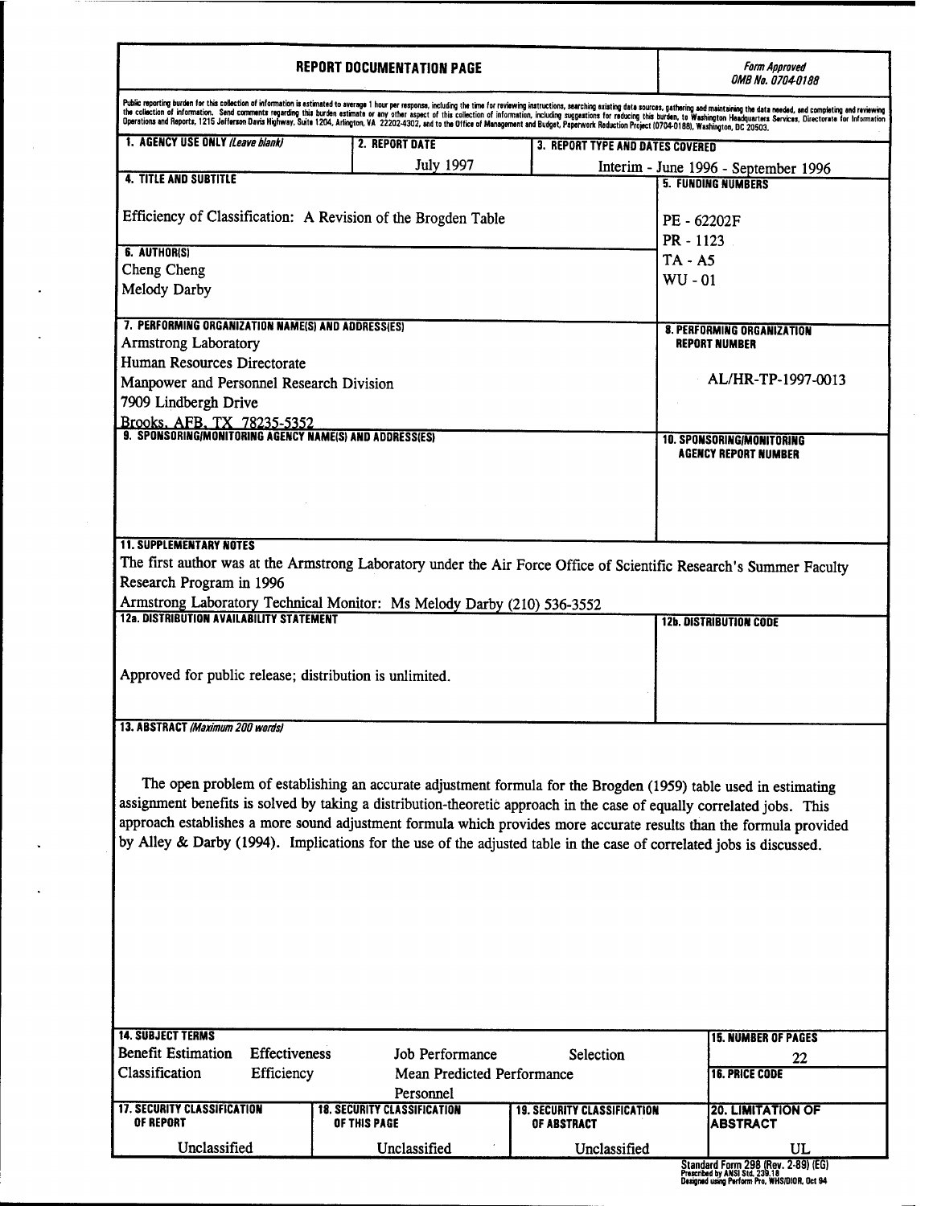# REPORT DOCUMENTATION PAGE

*Form Approved*
*OMB No. 0704-0188*

Public reporting burden for this collection of information is estimated to average 1 hour per response, including the time for reviewing instructions, searching existing data sources, gathering and maintaining the data needed, and completing and reviewing the collection of information. Send comments regarding this burden estimate or any other aspect of this collection of information, including suggestions for reducing this burden, to Washington Headquarters Services, Directorate for Information Operations and Reports, 1215 Jefferson Davis Highway, Suite 1204, Arlington, VA 22202-4302, and to the Office of Management and Budget, Paperwork Reduction Project (0704-0188), Washington, DC 20503.

| 1. AGENCY USE ONLY *(Leave blank)* | 2. REPORT DATE | 3. REPORT TYPE AND DATES COVERED |
|---|---|---|
| | July 1997 | Interim - June 1996 - September 1996 |

**4. TITLE AND SUBTITLE**

Efficiency of Classification: A Revision of the Brogden Table

**5. FUNDING NUMBERS**

PE - 62202F
PR - 1123
TA - A5
WU - 01

**6. AUTHOR(S)**

Cheng Cheng
Melody Darby

**7. PERFORMING ORGANIZATION NAME(S) AND ADDRESS(ES)**

Armstrong Laboratory
Human Resources Directorate
Manpower and Personnel Research Division
7909 Lindbergh Drive
Brooks, AFB, TX 78235-5352

**8. PERFORMING ORGANIZATION REPORT NUMBER**

AL/HR-TP-1997-0013

**9. SPONSORING/MONITORING AGENCY NAME(S) AND ADDRESS(ES)**

**10. SPONSORING/MONITORING AGENCY REPORT NUMBER**

**11. SUPPLEMENTARY NOTES**

The first author was at the Armstrong Laboratory under the Air Force Office of Scientific Research's Summer Faculty Research Program in 1996
Armstrong Laboratory Technical Monitor: Ms Melody Darby (210) 536-3552

**12a. DISTRIBUTION AVAILABILITY STATEMENT**

Approved for public release; distribution is unlimited.

**12b. DISTRIBUTION CODE**

**13. ABSTRACT** *(Maximum 200 words)*

The open problem of establishing an accurate adjustment formula for the Brogden (1959) table used in estimating assignment benefits is solved by taking a distribution-theoretic approach in the case of equally correlated jobs. This approach establishes a more sound adjustment formula which provides more accurate results than the formula provided by Alley & Darby (1994). Implications for the use of the adjusted table in the case of correlated jobs is discussed.

**14. SUBJECT TERMS**

Benefit Estimation, Effectiveness, Job Performance, Selection, Classification, Efficiency, Mean Predicted Performance, Personnel

**15. NUMBER OF PAGES**

22

**16. PRICE CODE**

| 17. SECURITY CLASSIFICATION OF REPORT | 18. SECURITY CLASSIFICATION OF THIS PAGE | 19. SECURITY CLASSIFICATION OF ABSTRACT | 20. LIMITATION OF ABSTRACT |
|---|---|---|---|
| Unclassified | Unclassified | Unclassified | UL |

Standard Form 298 (Rev. 2-89) (EG)
Prescribed by ANSI Std. 239.18
Designed using Perform Pro, WHS/DIOR, Oct 94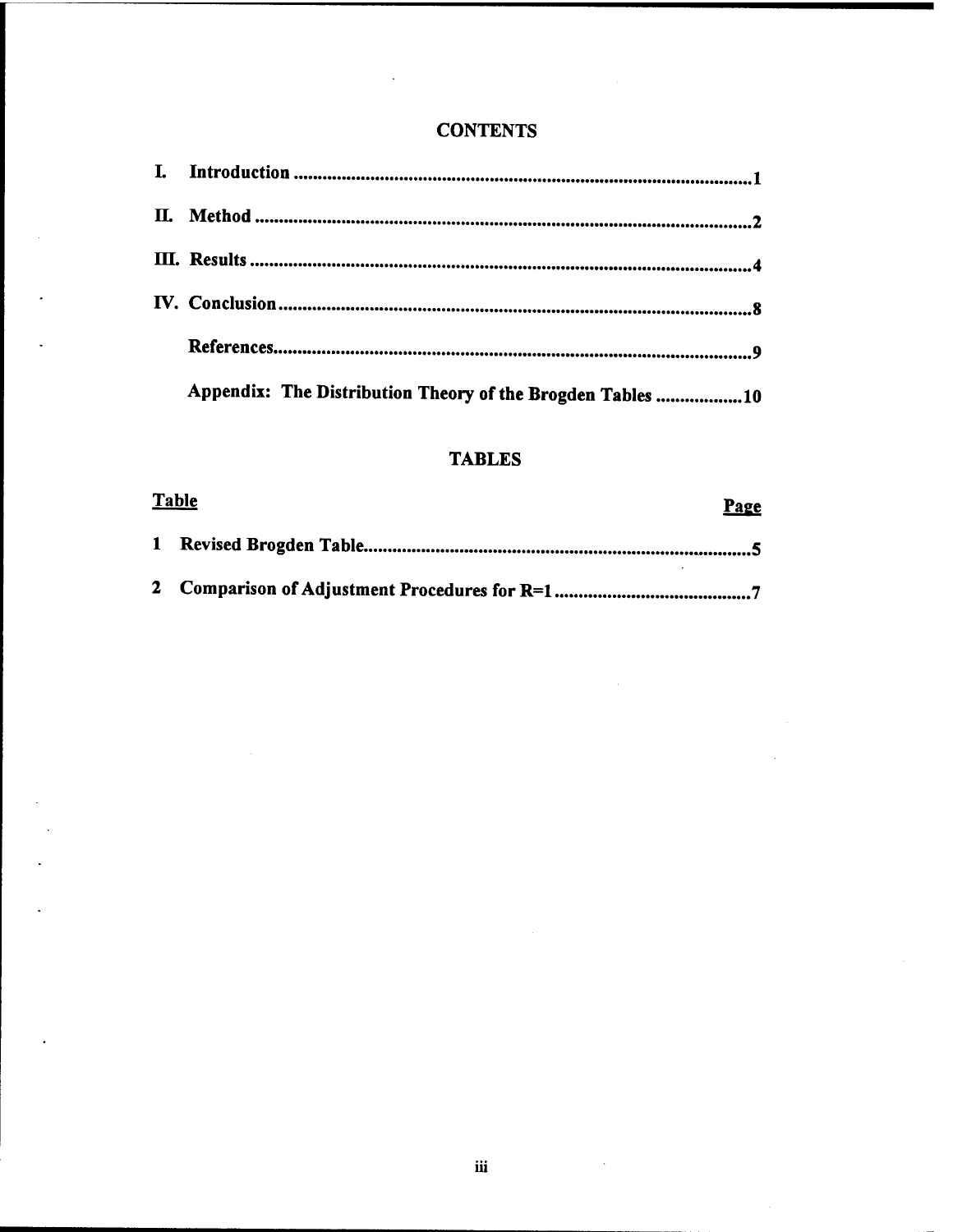## CONTENTS

| | | |
|---|---|---|
| I. | Introduction | 1 |
| II. | Method | 2 |
| III. | Results | 4 |
| IV. | Conclusion | 8 |
| | References | 9 |
| | Appendix: The Distribution Theory of the Brogden Tables | 10 |

## TABLES

| Table | | Page |
|---|---|---|
| 1 | Revised Brogden Table | 5 |
| 2 | Comparison of Adjustment Procedures for R=1 | 7 |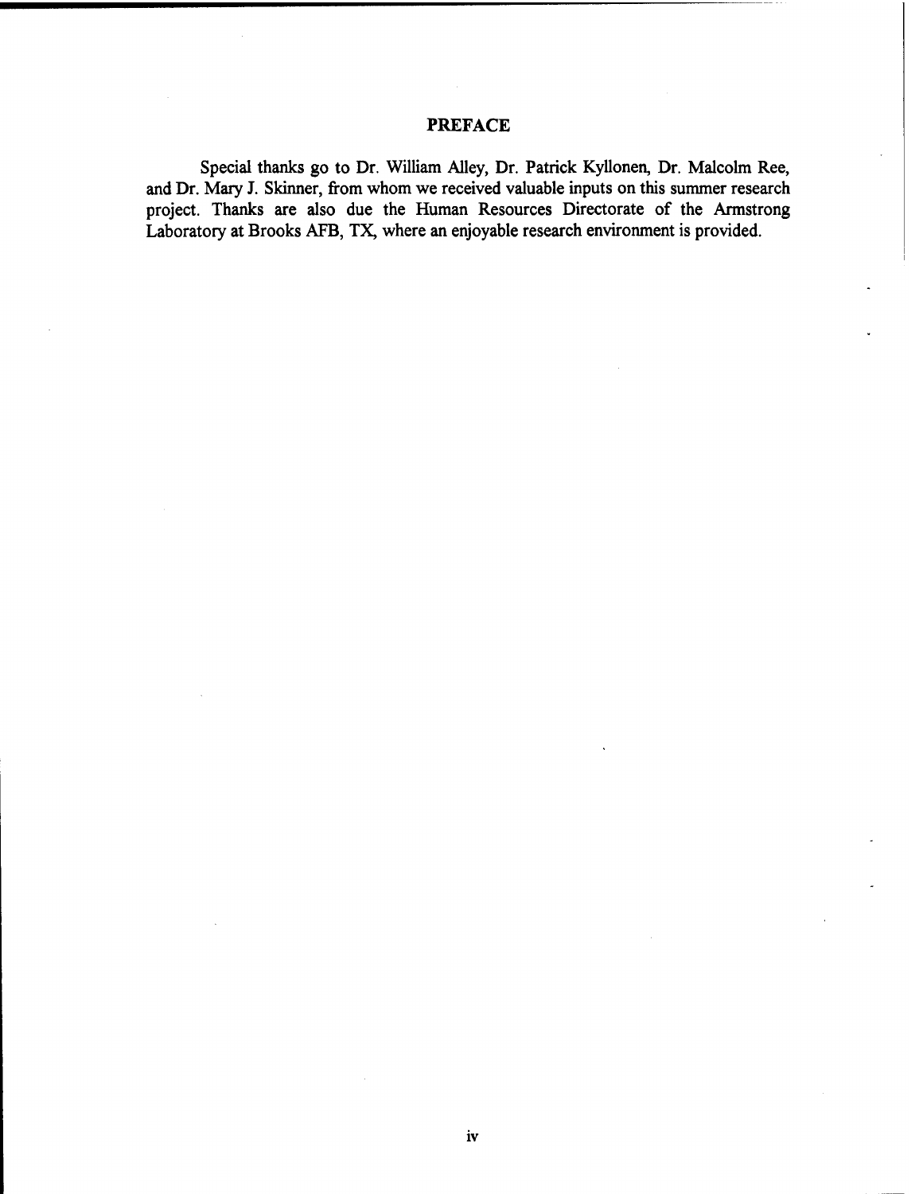## PREFACE

Special thanks go to Dr. William Alley, Dr. Patrick Kyllonen, Dr. Malcolm Ree, and Dr. Mary J. Skinner, from whom we received valuable inputs on this summer research project. Thanks are also due the Human Resources Directorate of the Armstrong Laboratory at Brooks AFB, TX, where an enjoyable research environment is provided.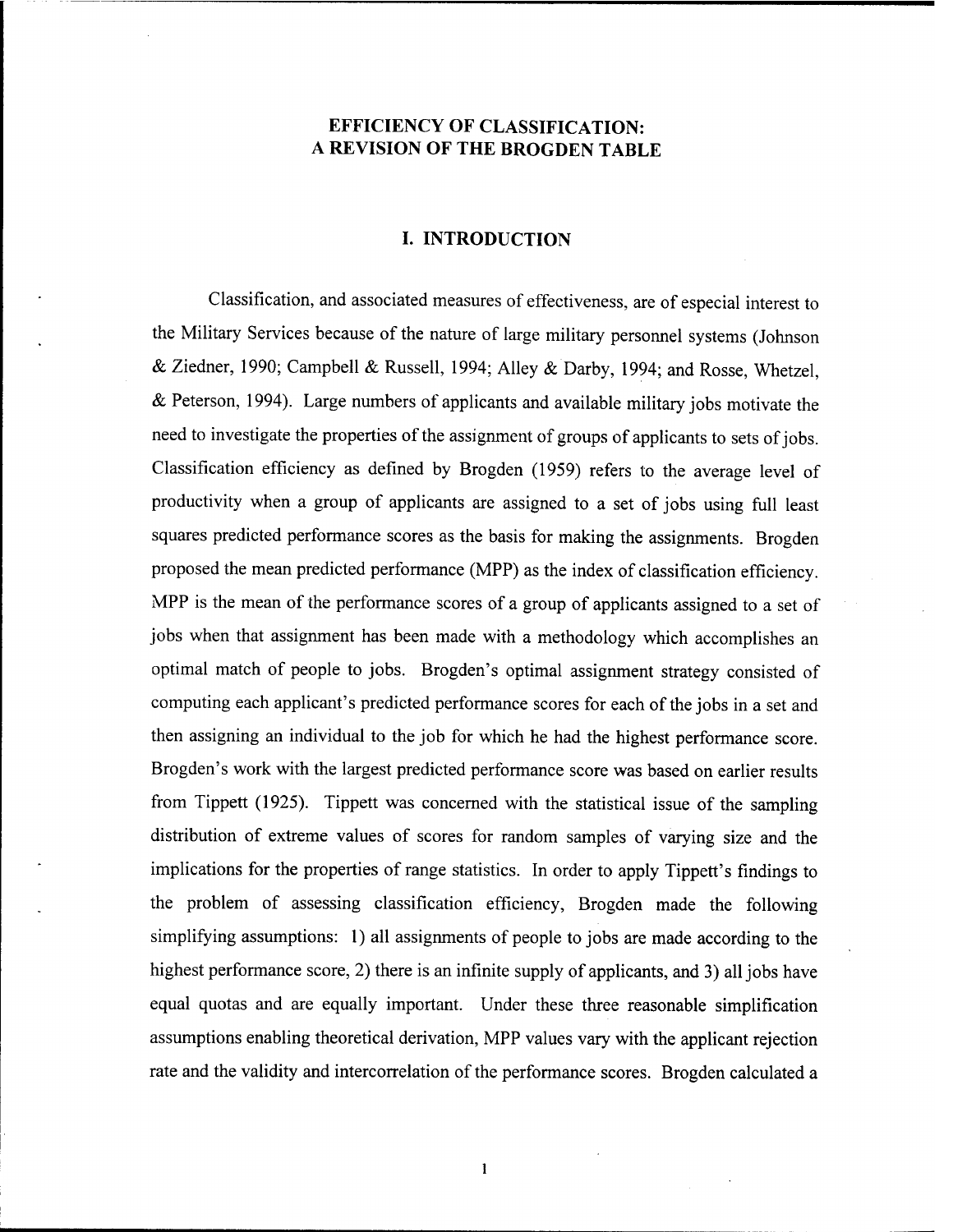# EFFICIENCY OF CLASSIFICATION: A REVISION OF THE BROGDEN TABLE

## I. INTRODUCTION

Classification, and associated measures of effectiveness, are of especial interest to the Military Services because of the nature of large military personnel systems (Johnson & Ziedner, 1990; Campbell & Russell, 1994; Alley & Darby, 1994; and Rosse, Whetzel, & Peterson, 1994). Large numbers of applicants and available military jobs motivate the need to investigate the properties of the assignment of groups of applicants to sets of jobs. Classification efficiency as defined by Brogden (1959) refers to the average level of productivity when a group of applicants are assigned to a set of jobs using full least squares predicted performance scores as the basis for making the assignments. Brogden proposed the mean predicted performance (MPP) as the index of classification efficiency. MPP is the mean of the performance scores of a group of applicants assigned to a set of jobs when that assignment has been made with a methodology which accomplishes an optimal match of people to jobs. Brogden's optimal assignment strategy consisted of computing each applicant's predicted performance scores for each of the jobs in a set and then assigning an individual to the job for which he had the highest performance score. Brogden's work with the largest predicted performance score was based on earlier results from Tippett (1925). Tippett was concerned with the statistical issue of the sampling distribution of extreme values of scores for random samples of varying size and the implications for the properties of range statistics. In order to apply Tippett's findings to the problem of assessing classification efficiency, Brogden made the following simplifying assumptions: 1) all assignments of people to jobs are made according to the highest performance score, 2) there is an infinite supply of applicants, and 3) all jobs have equal quotas and are equally important. Under these three reasonable simplification assumptions enabling theoretical derivation, MPP values vary with the applicant rejection rate and the validity and intercorrelation of the performance scores. Brogden calculated a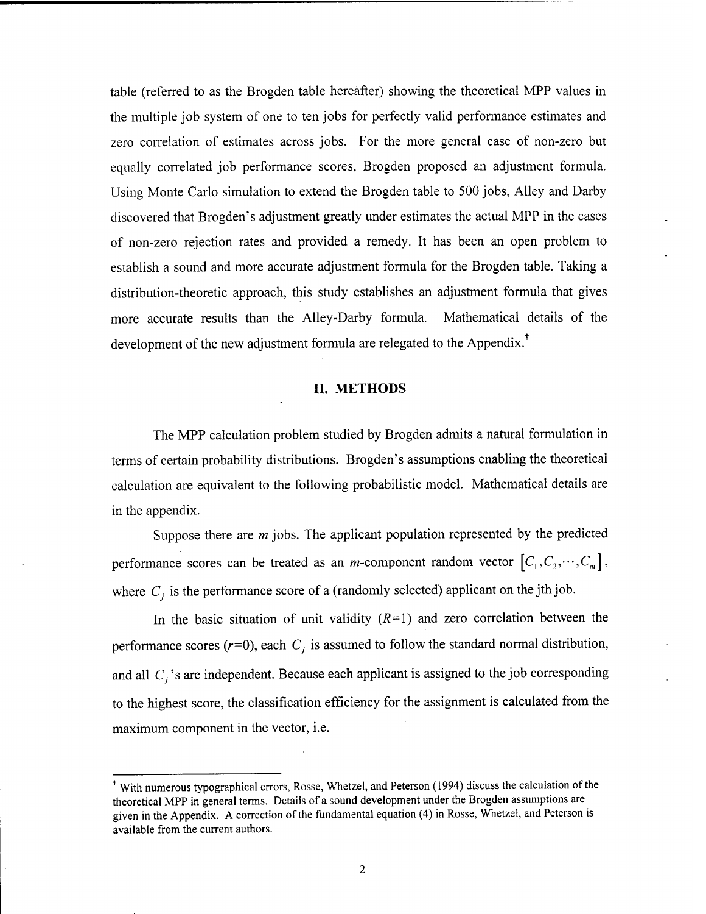table (referred to as the Brogden table hereafter) showing the theoretical MPP values in the multiple job system of one to ten jobs for perfectly valid performance estimates and zero correlation of estimates across jobs. For the more general case of non-zero but equally correlated job performance scores, Brogden proposed an adjustment formula. Using Monte Carlo simulation to extend the Brogden table to 500 jobs, Alley and Darby discovered that Brogden's adjustment greatly under estimates the actual MPP in the cases of non-zero rejection rates and provided a remedy. It has been an open problem to establish a sound and more accurate adjustment formula for the Brogden table. Taking a distribution-theoretic approach, this study establishes an adjustment formula that gives more accurate results than the Alley-Darby formula. Mathematical details of the development of the new adjustment formula are relegated to the Appendix.[†]

## II. METHODS

The MPP calculation problem studied by Brogden admits a natural formulation in terms of certain probability distributions. Brogden's assumptions enabling the theoretical calculation are equivalent to the following probabilistic model. Mathematical details are in the appendix.

Suppose there are $m$ jobs. The applicant population represented by the predicted performance scores can be treated as an $m$-component random vector $[C_1, C_2, \cdots, C_m]$, where $C_j$ is the performance score of a (randomly selected) applicant on the jth job.

In the basic situation of unit validity ($R$=1) and zero correlation between the performance scores ($r$=0), each $C_j$ is assumed to follow the standard normal distribution, and all $C_j$'s are independent. Because each applicant is assigned to the job corresponding to the highest score, the classification efficiency for the assignment is calculated from the maximum component in the vector, i.e.

[†] With numerous typographical errors, Rosse, Whetzel, and Peterson (1994) discuss the calculation of the theoretical MPP in general terms. Details of a sound development under the Brogden assumptions are given in the Appendix. A correction of the fundamental equation (4) in Rosse, Whetzel, and Peterson is available from the current authors.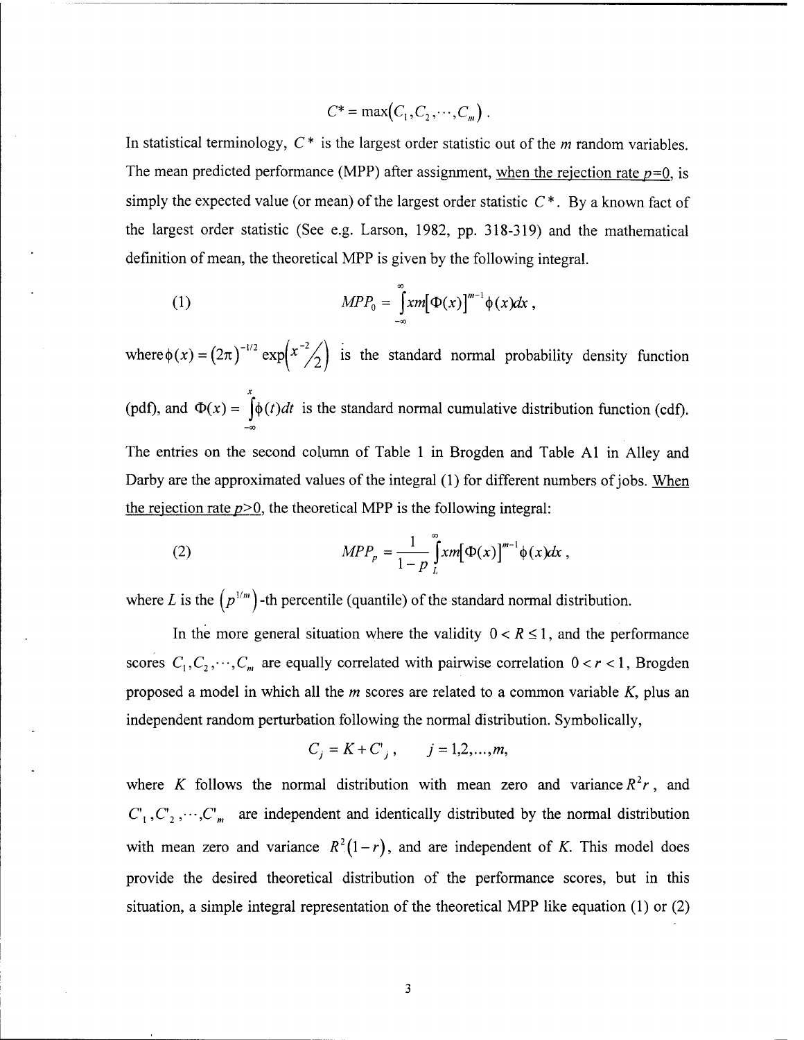$$C^* = \max(C_1, C_2, \cdots, C_m).$$

In statistical terminology, $C^*$ is the largest order statistic out of the $m$ random variables. The mean predicted performance (MPP) after assignment, when the rejection rate $p$=0, is simply the expected value (or mean) of the largest order statistic $C^*$. By a known fact of the largest order statistic (See e.g. Larson, 1982, pp. 318-319) and the mathematical definition of mean, the theoretical MPP is given by the following integral.

$$(1) \qquad MPP_0 = \int_{-\infty}^{\infty} xm[\Phi(x)]^{m-1}\phi(x)dx,$$

where $\phi(x) = (2\pi)^{-1/2}\exp\left(x^{-2}/2\right)$ is the standard normal probability density function (pdf), and $\Phi(x) = \int_{-\infty}^{x}\phi(t)dt$ is the standard normal cumulative distribution function (cdf).

The entries on the second column of Table 1 in Brogden and Table A1 in Alley and Darby are the approximated values of the integral (1) for different numbers of jobs. When the rejection rate $p$>0, the theoretical MPP is the following integral:

$$(2) \qquad MPP_p = \frac{1}{1-p}\int_{L}^{\infty} xm[\Phi(x)]^{m-1}\phi(x)dx,$$

where $L$ is the $\left(p^{1/m}\right)$-th percentile (quantile) of the standard normal distribution.

In the more general situation where the validity $0 < R \leq 1$, and the performance scores $C_1, C_2, \cdots, C_m$ are equally correlated with pairwise correlation $0 < r < 1$, Brogden proposed a model in which all the $m$ scores are related to a common variable $K$, plus an independent random perturbation following the normal distribution. Symbolically,

$$C_j = K + C'_j, \qquad j = 1, 2, \ldots, m,$$

where $K$ follows the normal distribution with mean zero and variance $R^2 r$, and $C'_1, C'_2, \cdots, C'_m$ are independent and identically distributed by the normal distribution with mean zero and variance $R^2(1-r)$, and are independent of $K$. This model does provide the desired theoretical distribution of the performance scores, but in this situation, a simple integral representation of the theoretical MPP like equation (1) or (2)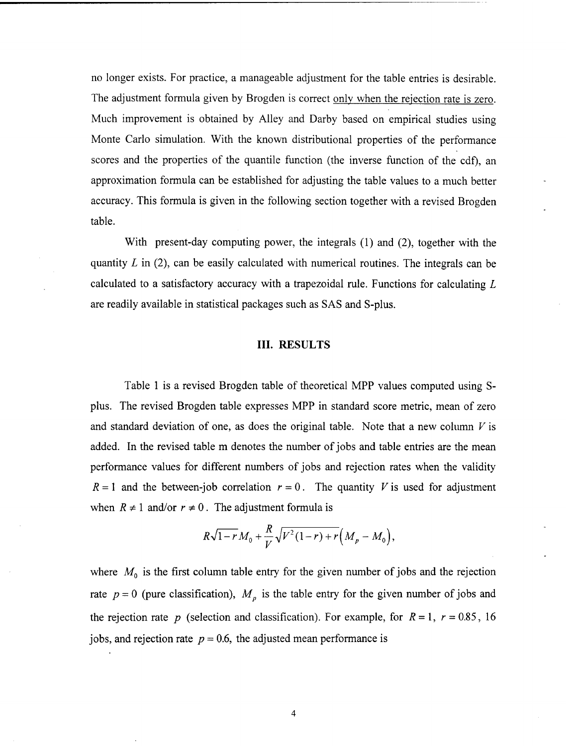no longer exists. For practice, a manageable adjustment for the table entries is desirable. The adjustment formula given by Brogden is correct only when the rejection rate is zero. Much improvement is obtained by Alley and Darby based on empirical studies using Monte Carlo simulation. With the known distributional properties of the performance scores and the properties of the quantile function (the inverse function of the cdf), an approximation formula can be established for adjusting the table values to a much better accuracy. This formula is given in the following section together with a revised Brogden table.

With present-day computing power, the integrals (1) and (2), together with the quantity $L$ in (2), can be easily calculated with numerical routines. The integrals can be calculated to a satisfactory accuracy with a trapezoidal rule. Functions for calculating $L$ are readily available in statistical packages such as SAS and S-plus.

## III. RESULTS

Table 1 is a revised Brogden table of theoretical MPP values computed using S-plus. The revised Brogden table expresses MPP in standard score metric, mean of zero and standard deviation of one, as does the original table. Note that a new column $V$ is added. In the revised table m denotes the number of jobs and table entries are the mean performance values for different numbers of jobs and rejection rates when the validity $R = 1$ and the between-job correlation $r = 0$. The quantity $V$ is used for adjustment when $R \neq 1$ and/or $r \neq 0$. The adjustment formula is

$$R\sqrt{1-r}\,M_0 + \frac{R}{V}\sqrt{V^2(1-r)+r}\left(M_p - M_0\right),$$

where $M_0$ is the first column table entry for the given number of jobs and the rejection rate $p = 0$ (pure classification), $M_p$ is the table entry for the given number of jobs and the rejection rate $p$ (selection and classification). For example, for $R = 1$, $r = 0.85$, 16 jobs, and rejection rate $p = 0.6$, the adjusted mean performance is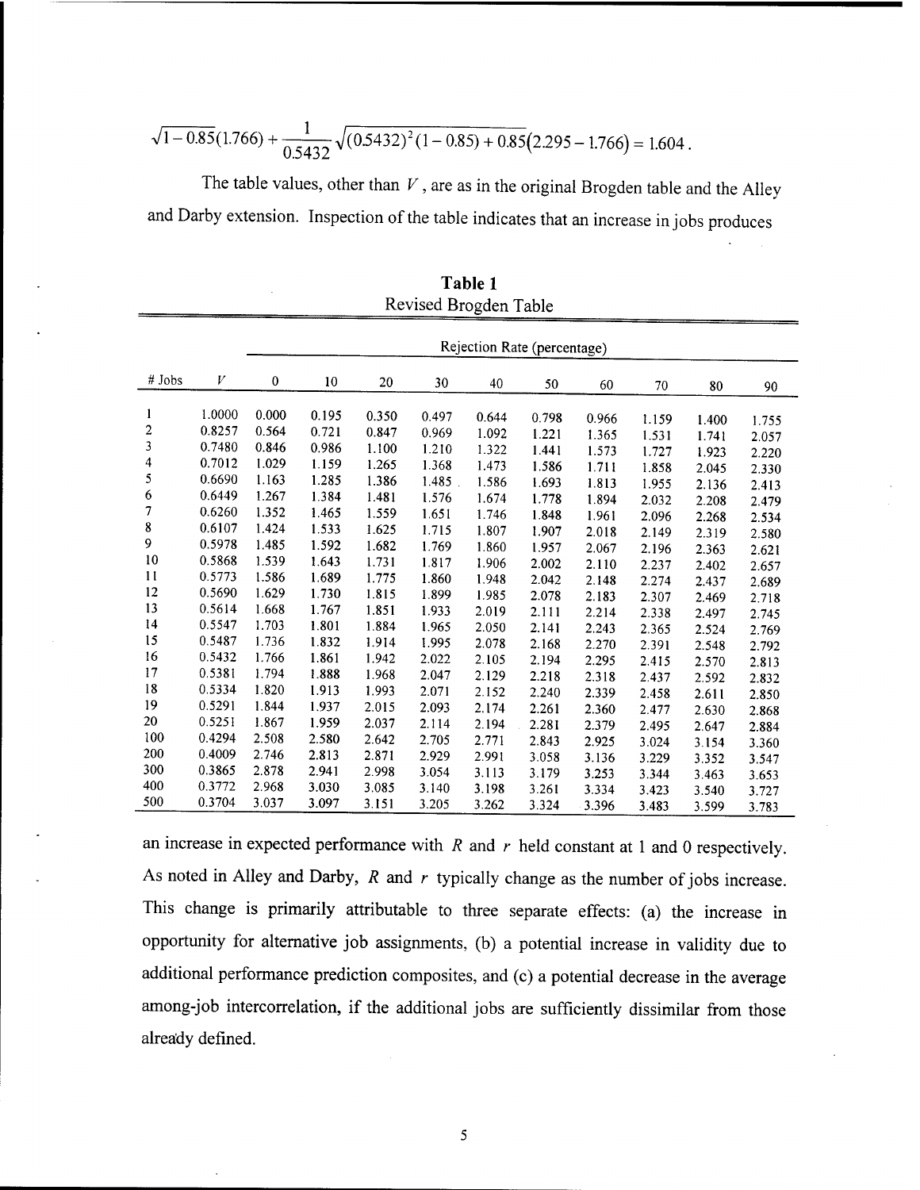$$\sqrt{1-0.85}(1.766) + \frac{1}{0.5432}\sqrt{(0.5432)^2(1-0.85)+0.85}(2.295-1.766) = 1.604.$$

The table values, other than $V$, are as in the original Brogden table and the Alley and Darby extension. Inspection of the table indicates that an increase in jobs produces

**Table 1**
Revised Brogden Table

| # Jobs | $V$ | Rejection Rate (percentage) | | | | | | | | | |
|---|---|---|---|---|---|---|---|---|---|---|---|
| | | 0 | 10 | 20 | 30 | 40 | 50 | 60 | 70 | 80 | 90 |
| 1 | 1.0000 | 0.000 | 0.195 | 0.350 | 0.497 | 0.644 | 0.798 | 0.966 | 1.159 | 1.400 | 1.755 |
| 2 | 0.8257 | 0.564 | 0.721 | 0.847 | 0.969 | 1.092 | 1.221 | 1.365 | 1.531 | 1.741 | 2.057 |
| 3 | 0.7480 | 0.846 | 0.986 | 1.100 | 1.210 | 1.322 | 1.441 | 1.573 | 1.727 | 1.923 | 2.220 |
| 4 | 0.7012 | 1.029 | 1.159 | 1.265 | 1.368 | 1.473 | 1.586 | 1.711 | 1.858 | 2.045 | 2.330 |
| 5 | 0.6690 | 1.163 | 1.285 | 1.386 | 1.485 | 1.586 | 1.693 | 1.813 | 1.955 | 2.136 | 2.413 |
| 6 | 0.6449 | 1.267 | 1.384 | 1.481 | 1.576 | 1.674 | 1.778 | 1.894 | 2.032 | 2.208 | 2.479 |
| 7 | 0.6260 | 1.352 | 1.465 | 1.559 | 1.651 | 1.746 | 1.848 | 1.961 | 2.096 | 2.268 | 2.534 |
| 8 | 0.6107 | 1.424 | 1.533 | 1.625 | 1.715 | 1.807 | 1.907 | 2.018 | 2.149 | 2.319 | 2.580 |
| 9 | 0.5978 | 1.485 | 1.592 | 1.682 | 1.769 | 1.860 | 1.957 | 2.067 | 2.196 | 2.363 | 2.621 |
| 10 | 0.5868 | 1.539 | 1.643 | 1.731 | 1.817 | 1.906 | 2.002 | 2.110 | 2.237 | 2.402 | 2.657 |
| 11 | 0.5773 | 1.586 | 1.689 | 1.775 | 1.860 | 1.948 | 2.042 | 2.148 | 2.274 | 2.437 | 2.689 |
| 12 | 0.5690 | 1.629 | 1.730 | 1.815 | 1.899 | 1.985 | 2.078 | 2.183 | 2.307 | 2.469 | 2.718 |
| 13 | 0.5614 | 1.668 | 1.767 | 1.851 | 1.933 | 2.019 | 2.111 | 2.214 | 2.338 | 2.497 | 2.745 |
| 14 | 0.5547 | 1.703 | 1.801 | 1.884 | 1.965 | 2.050 | 2.141 | 2.243 | 2.365 | 2.524 | 2.769 |
| 15 | 0.5487 | 1.736 | 1.832 | 1.914 | 1.995 | 2.078 | 2.168 | 2.270 | 2.391 | 2.548 | 2.792 |
| 16 | 0.5432 | 1.766 | 1.861 | 1.942 | 2.022 | 2.105 | 2.194 | 2.295 | 2.415 | 2.570 | 2.813 |
| 17 | 0.5381 | 1.794 | 1.888 | 1.968 | 2.047 | 2.129 | 2.218 | 2.318 | 2.437 | 2.592 | 2.832 |
| 18 | 0.5334 | 1.820 | 1.913 | 1.993 | 2.071 | 2.152 | 2.240 | 2.339 | 2.458 | 2.611 | 2.850 |
| 19 | 0.5291 | 1.844 | 1.937 | 2.015 | 2.093 | 2.174 | 2.261 | 2.360 | 2.477 | 2.630 | 2.868 |
| 20 | 0.5251 | 1.867 | 1.959 | 2.037 | 2.114 | 2.194 | 2.281 | 2.379 | 2.495 | 2.647 | 2.884 |
| 100 | 0.4294 | 2.508 | 2.580 | 2.642 | 2.705 | 2.771 | 2.843 | 2.925 | 3.024 | 3.154 | 3.360 |
| 200 | 0.4009 | 2.746 | 2.813 | 2.871 | 2.929 | 2.991 | 3.058 | 3.136 | 3.229 | 3.352 | 3.547 |
| 300 | 0.3865 | 2.878 | 2.941 | 2.998 | 3.054 | 3.113 | 3.179 | 3.253 | 3.344 | 3.463 | 3.653 |
| 400 | 0.3772 | 2.968 | 3.030 | 3.085 | 3.140 | 3.198 | 3.261 | 3.334 | 3.423 | 3.540 | 3.727 |
| 500 | 0.3704 | 3.037 | 3.097 | 3.151 | 3.205 | 3.262 | 3.324 | 3.396 | 3.483 | 3.599 | 3.783 |

an increase in expected performance with $R$ and $r$ held constant at 1 and 0 respectively. As noted in Alley and Darby, $R$ and $r$ typically change as the number of jobs increase. This change is primarily attributable to three separate effects: (a) the increase in opportunity for alternative job assignments, (b) a potential increase in validity due to additional performance prediction composites, and (c) a potential decrease in the average among-job intercorrelation, if the additional jobs are sufficiently dissimilar from those already defined.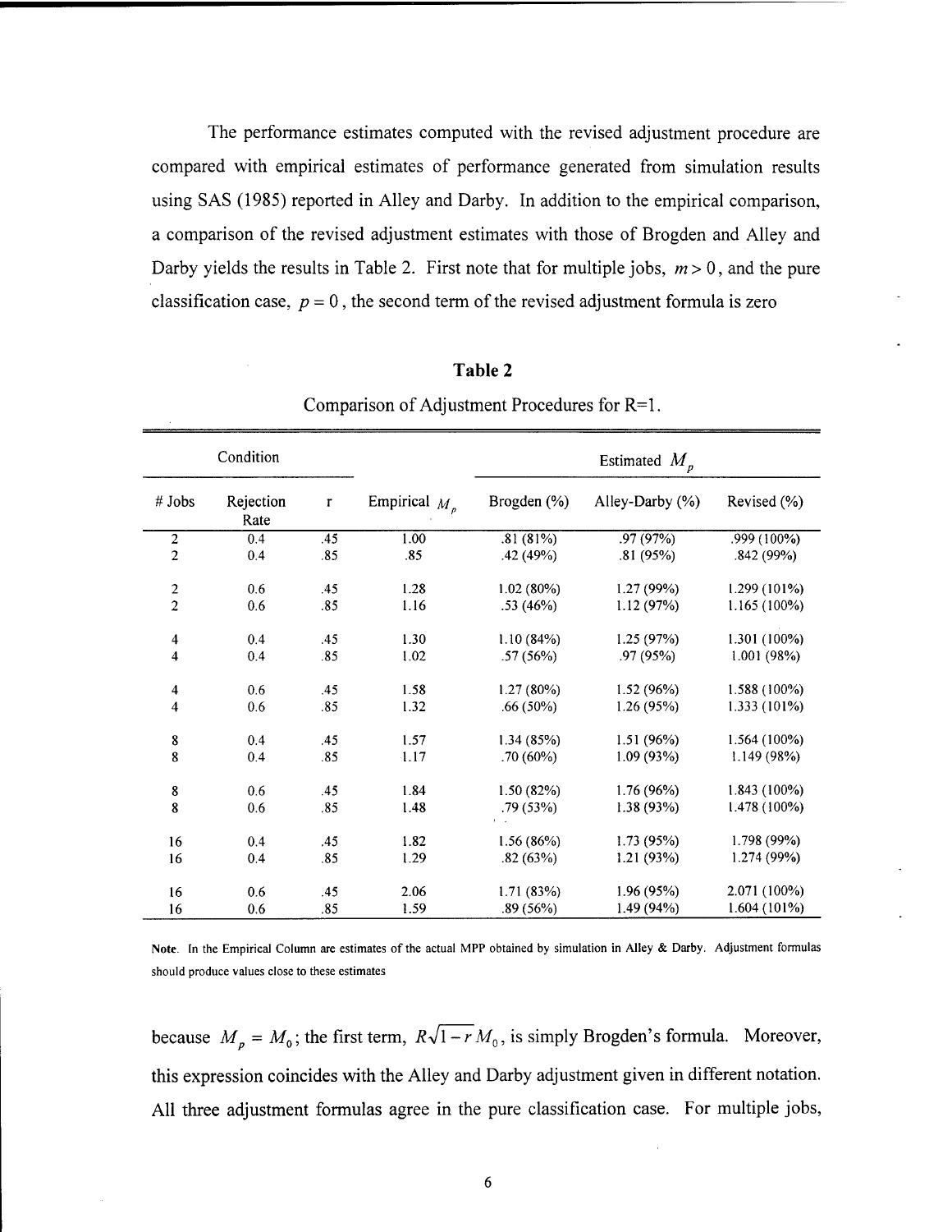The performance estimates computed with the revised adjustment procedure are compared with empirical estimates of performance generated from simulation results using SAS (1985) reported in Alley and Darby. In addition to the empirical comparison, a comparison of the revised adjustment estimates with those of Brogden and Alley and Darby yields the results in Table 2. First note that for multiple jobs, $m > 0$, and the pure classification case, $p = 0$, the second term of the revised adjustment formula is zero

**Table 2**

Comparison of Adjustment Procedures for R=1.

| Condition | | | Empirical $M_p$ | Estimated $M_p$ | | |
|---|---|---|---|---|---|---|
| # Jobs | Rejection Rate | r | | Brogden (%) | Alley-Darby (%) | Revised (%) |
| 2 | 0.4 | .45 | 1.00 | .81 (81%) | .97 (97%) | .999 (100%) |
| 2 | 0.4 | .85 | .85 | .42 (49%) | .81 (95%) | .842 (99%) |
| 2 | 0.6 | .45 | 1.28 | 1.02 (80%) | 1.27 (99%) | 1.299 (101%) |
| 2 | 0.6 | .85 | 1.16 | .53 (46%) | 1.12 (97%) | 1.165 (100%) |
| 4 | 0.4 | .45 | 1.30 | 1.10 (84%) | 1.25 (97%) | 1.301 (100%) |
| 4 | 0.4 | .85 | 1.02 | .57 (56%) | .97 (95%) | 1.001 (98%) |
| 4 | 0.6 | .45 | 1.58 | 1.27 (80%) | 1.52 (96%) | 1.588 (100%) |
| 4 | 0.6 | .85 | 1.32 | .66 (50%) | 1.26 (95%) | 1.333 (101%) |
| 8 | 0.4 | .45 | 1.57 | 1.34 (85%) | 1.51 (96%) | 1.564 (100%) |
| 8 | 0.4 | .85 | 1.17 | .70 (60%) | 1.09 (93%) | 1.149 (98%) |
| 8 | 0.6 | .45 | 1.84 | 1.50 (82%) | 1.76 (96%) | 1.843 (100%) |
| 8 | 0.6 | .85 | 1.48 | .79 (53%) | 1.38 (93%) | 1.478 (100%) |
| 16 | 0.4 | .45 | 1.82 | 1.56 (86%) | 1.73 (95%) | 1.798 (99%) |
| 16 | 0.4 | .85 | 1.29 | .82 (63%) | 1.21 (93%) | 1.274 (99%) |
| 16 | 0.6 | .45 | 2.06 | 1.71 (83%) | 1.96 (95%) | 2.071 (100%) |
| 16 | 0.6 | .85 | 1.59 | .89 (56%) | 1.49 (94%) | 1.604 (101%) |

**Note.** In the Empirical Column are estimates of the actual MPP obtained by simulation in Alley & Darby. Adjustment formulas should produce values close to these estimates

because $M_p = M_0$; the first term, $R\sqrt{1-r}\,M_0$, is simply Brogden's formula. Moreover, this expression coincides with the Alley and Darby adjustment given in different notation. All three adjustment formulas agree in the pure classification case. For multiple jobs,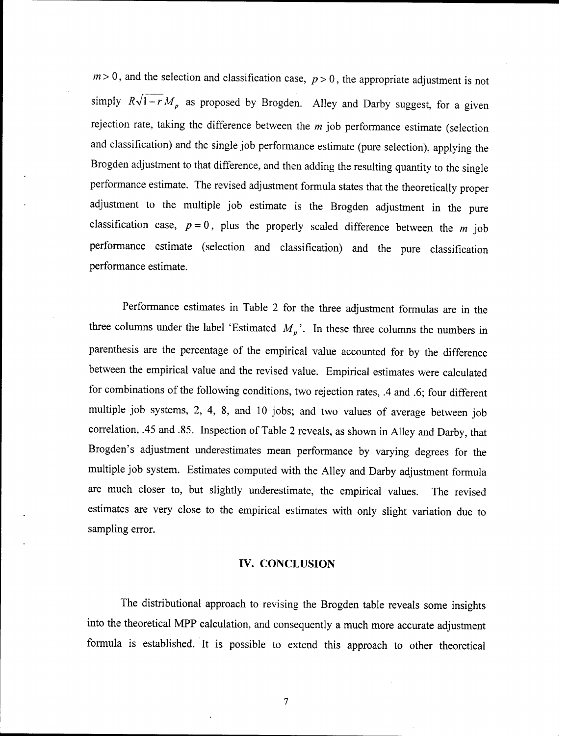$m > 0$, and the selection and classification case, $p > 0$, the appropriate adjustment is not simply $R\sqrt{1-r}\,M_p$ as proposed by Brogden. Alley and Darby suggest, for a given rejection rate, taking the difference between the $m$ job performance estimate (selection and classification) and the single job performance estimate (pure selection), applying the Brogden adjustment to that difference, and then adding the resulting quantity to the single performance estimate. The revised adjustment formula states that the theoretically proper adjustment to the multiple job estimate is the Brogden adjustment in the pure classification case, $p = 0$, plus the properly scaled difference between the $m$ job performance estimate (selection and classification) and the pure classification performance estimate.

Performance estimates in Table 2 for the three adjustment formulas are in the three columns under the label 'Estimated $M_p$'. In these three columns the numbers in parenthesis are the percentage of the empirical value accounted for by the difference between the empirical value and the revised value. Empirical estimates were calculated for combinations of the following conditions, two rejection rates, .4 and .6; four different multiple job systems, 2, 4, 8, and 10 jobs; and two values of average between job correlation, .45 and .85. Inspection of Table 2 reveals, as shown in Alley and Darby, that Brogden's adjustment underestimates mean performance by varying degrees for the multiple job system. Estimates computed with the Alley and Darby adjustment formula are much closer to, but slightly underestimate, the empirical values. The revised estimates are very close to the empirical estimates with only slight variation due to sampling error.

## IV. CONCLUSION

The distributional approach to revising the Brogden table reveals some insights into the theoretical MPP calculation, and consequently a much more accurate adjustment formula is established. It is possible to extend this approach to other theoretical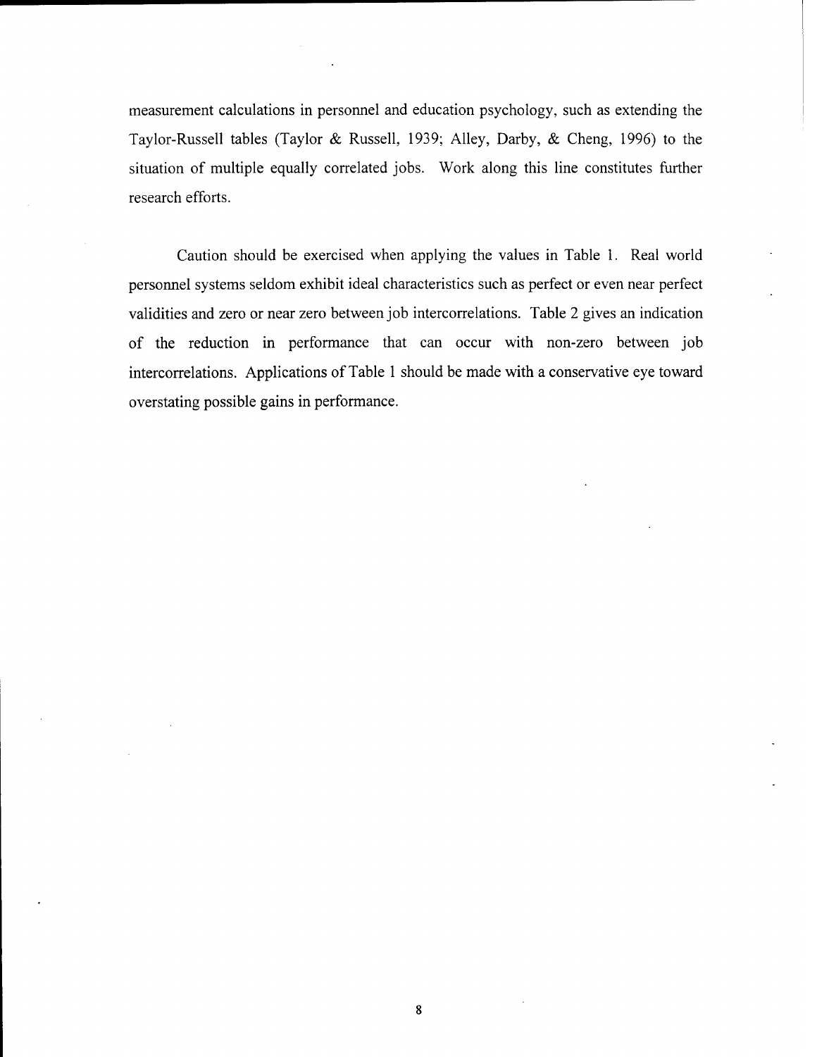measurement calculations in personnel and education psychology, such as extending the Taylor-Russell tables (Taylor & Russell, 1939; Alley, Darby, & Cheng, 1996) to the situation of multiple equally correlated jobs. Work along this line constitutes further research efforts.

Caution should be exercised when applying the values in Table 1. Real world personnel systems seldom exhibit ideal characteristics such as perfect or even near perfect validities and zero or near zero between job intercorrelations. Table 2 gives an indication of the reduction in performance that can occur with non-zero between job intercorrelations. Applications of Table 1 should be made with a conservative eye toward overstating possible gains in performance.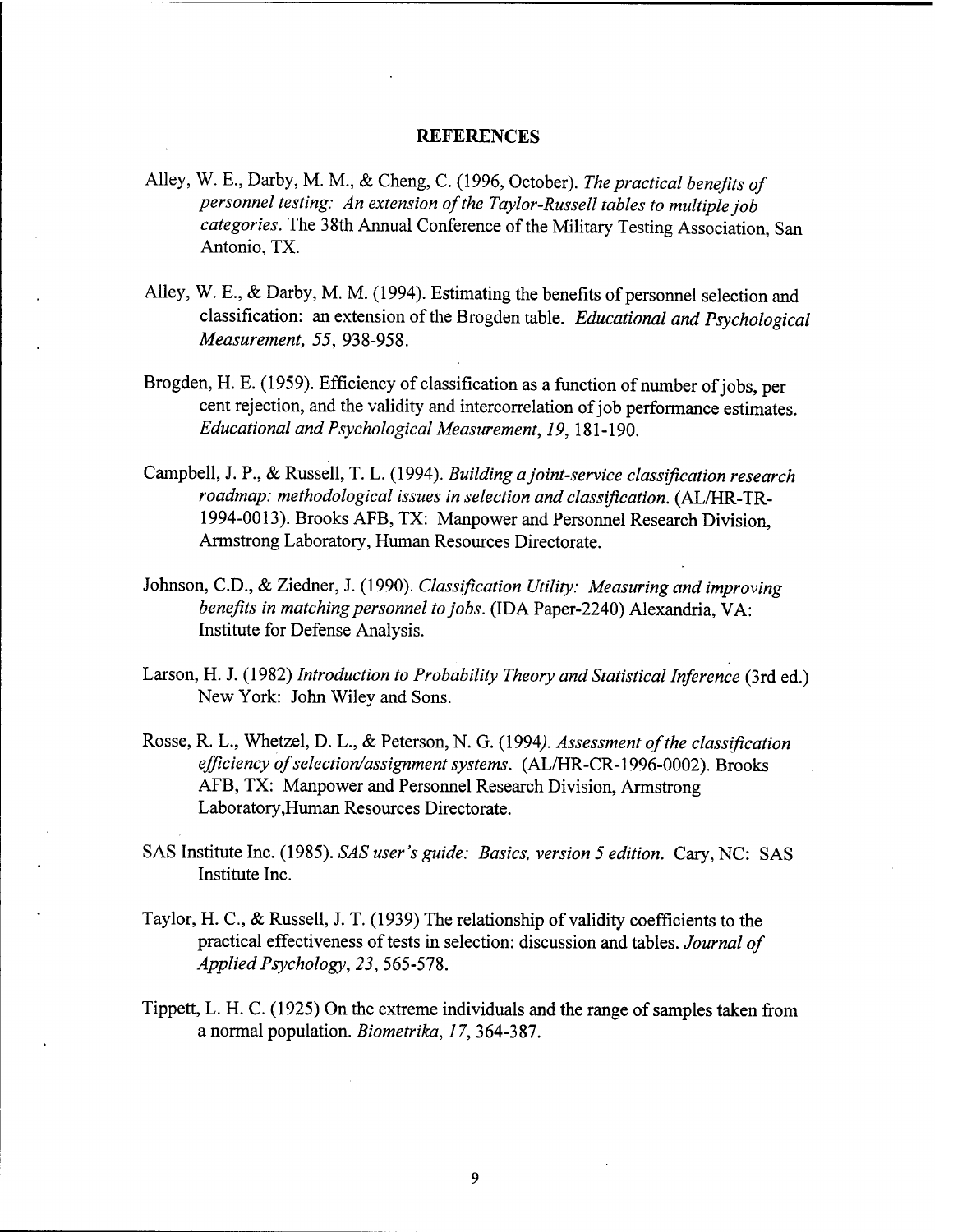# REFERENCES

Alley, W. E., Darby, M. M., & Cheng, C. (1996, October). *The practical benefits of personnel testing: An extension of the Taylor-Russell tables to multiple job categories.* The 38th Annual Conference of the Military Testing Association, San Antonio, TX.

Alley, W. E., & Darby, M. M. (1994). Estimating the benefits of personnel selection and classification: an extension of the Brogden table. *Educational and Psychological Measurement, 55*, 938-958.

Brogden, H. E. (1959). Efficiency of classification as a function of number of jobs, per cent rejection, and the validity and intercorrelation of job performance estimates. *Educational and Psychological Measurement, 19*, 181-190.

Campbell, J. P., & Russell, T. L. (1994). *Building a joint-service classification research roadmap: methodological issues in selection and classification.* (AL/HR-TR-1994-0013). Brooks AFB, TX: Manpower and Personnel Research Division, Armstrong Laboratory, Human Resources Directorate.

Johnson, C.D., & Ziedner, J. (1990). *Classification Utility: Measuring and improving benefits in matching personnel to jobs.* (IDA Paper-2240) Alexandria, VA: Institute for Defense Analysis.

Larson, H. J. (1982) *Introduction to Probability Theory and Statistical Inference* (3rd ed.) New York: John Wiley and Sons.

Rosse, R. L., Whetzel, D. L., & Peterson, N. G. (1994*). Assessment of the classification efficiency of selection/assignment systems.* (AL/HR-CR-1996-0002). Brooks AFB, TX: Manpower and Personnel Research Division, Armstrong Laboratory,Human Resources Directorate.

SAS Institute Inc. (1985). *SAS user's guide: Basics, version 5 edition.* Cary, NC: SAS Institute Inc.

Taylor, H. C., & Russell, J. T. (1939) The relationship of validity coefficients to the practical effectiveness of tests in selection: discussion and tables. *Journal of Applied Psychology, 23*, 565-578.

Tippett, L. H. C. (1925) On the extreme individuals and the range of samples taken from a normal population. *Biometrika, 17*, 364-387.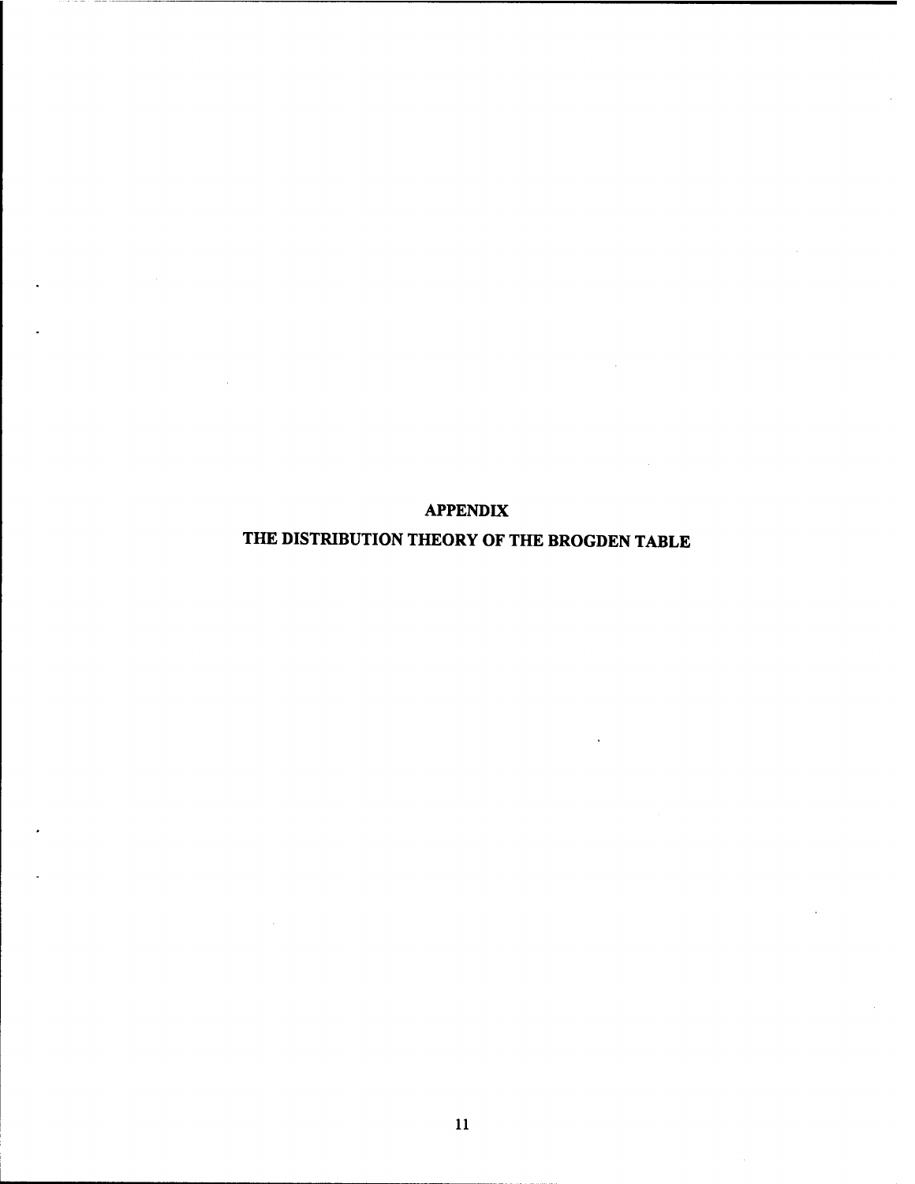# APPENDIX

# THE DISTRIBUTION THEORY OF THE BROGDEN TABLE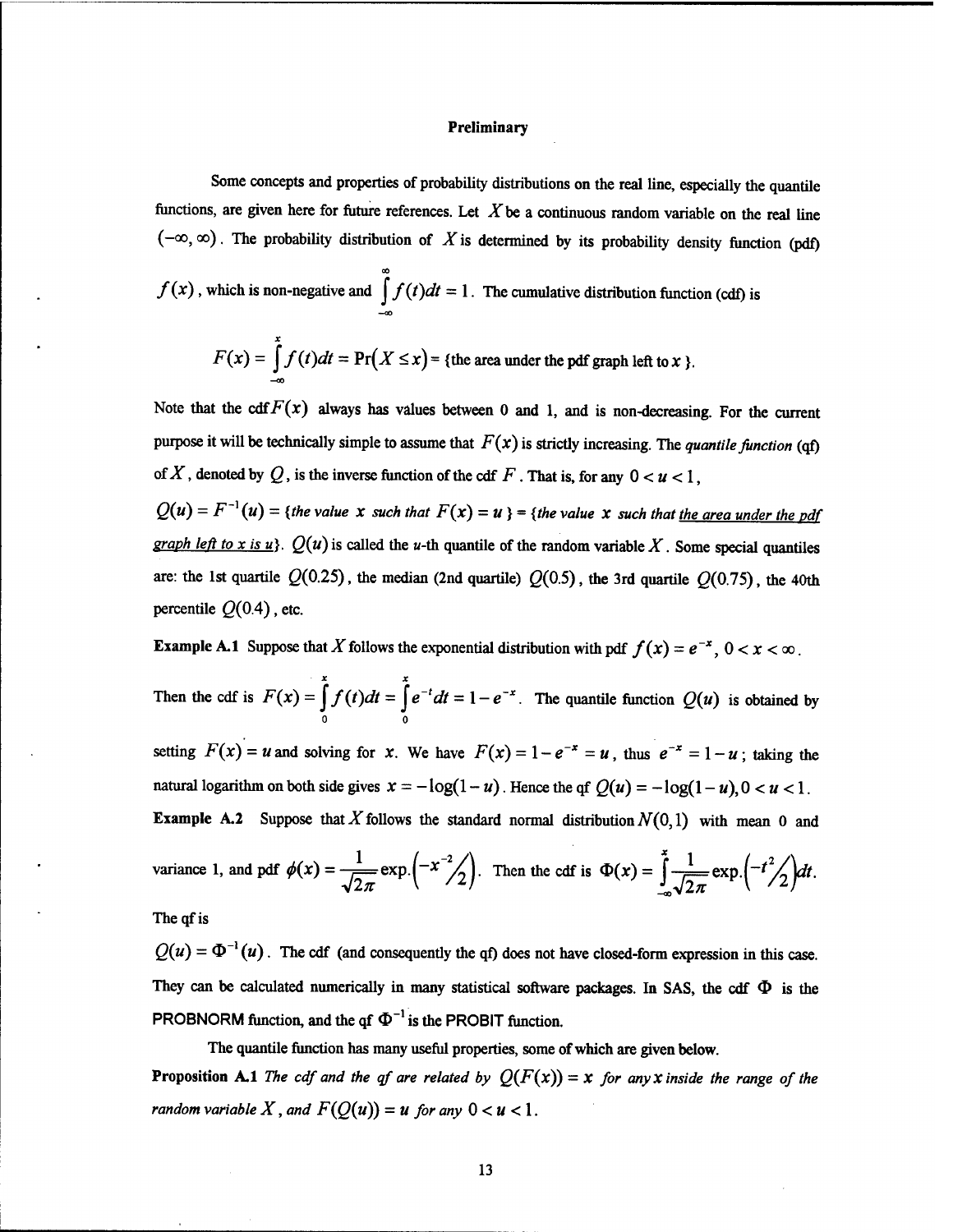**Preliminary**

Some concepts and properties of probability distributions on the real line, especially the quantile functions, are given here for future references. Let $X$ be a continuous random variable on the real line $(-\infty, \infty)$. The probability distribution of $X$ is determined by its probability density function (pdf) $f(x)$, which is non-negative and $\int_{-\infty}^{\infty} f(t)dt = 1$. The cumulative distribution function (cdf) is

$$F(x) = \int_{-\infty}^{x} f(t)dt = \Pr(X \le x) = \{\text{the area under the pdf graph left to } x\}.$$

Note that the cdf $F(x)$ always has values between 0 and 1, and is non-decreasing. For the current purpose it will be technically simple to assume that $F(x)$ is strictly increasing. The *quantile function* (qf) of $X$, denoted by $Q$, is the inverse function of the cdf $F$. That is, for any $0 < u < 1$,

$Q(u) = F^{-1}(u) =$ {*the value* $x$ *such that* $F(x) = u$ } = {*the value* $x$ *such that* <u>*the area under the pdf graph left to x is u*</u>}. $Q(u)$ is called the *u*-th quantile of the random variable $X$. Some special quantiles are: the 1st quartile $Q(0.25)$, the median (2nd quartile) $Q(0.5)$, the 3rd quartile $Q(0.75)$, the 40th percentile $Q(0.4)$, etc.

**Example A.1** Suppose that $X$ follows the exponential distribution with pdf $f(x) = e^{-x}$, $0 < x < \infty$. Then the cdf is $F(x) = \int_{0}^{x} f(t)dt = \int_{0}^{x} e^{-t}dt = 1 - e^{-x}$. The quantile function $Q(u)$ is obtained by setting $F(x) = u$ and solving for $x$. We have $F(x) = 1 - e^{-x} = u$, thus $e^{-x} = 1 - u$; taking the natural logarithm on both side gives $x = -\log(1-u)$. Hence the qf $Q(u) = -\log(1-u), 0 < u < 1$.

**Example A.2** Suppose that $X$ follows the standard normal distribution $N(0,1)$ with mean 0 and variance 1, and pdf $\phi(x) = \frac{1}{\sqrt{2\pi}} \exp.\left(-x^{-2}/2\right)$. Then the cdf is $\Phi(x) = \int_{-\infty}^{x} \frac{1}{\sqrt{2\pi}} \exp.\left(-t^{2}/2\right)dt$.

The qf is

$Q(u) = \Phi^{-1}(u)$. The cdf (and consequently the qf) does not have closed-form expression in this case. They can be calculated numerically in many statistical software packages. In SAS, the cdf $\Phi$ is the PROBNORM function, and the qf $\Phi^{-1}$ is the PROBIT function.

The quantile function has many useful properties, some of which are given below.

**Proposition A.1** *The cdf and the qf are related by* $Q(F(x)) = x$ *for any* $x$ *inside the range of the random variable* $X$, *and* $F(Q(u)) = u$ *for any* $0 < u < 1$.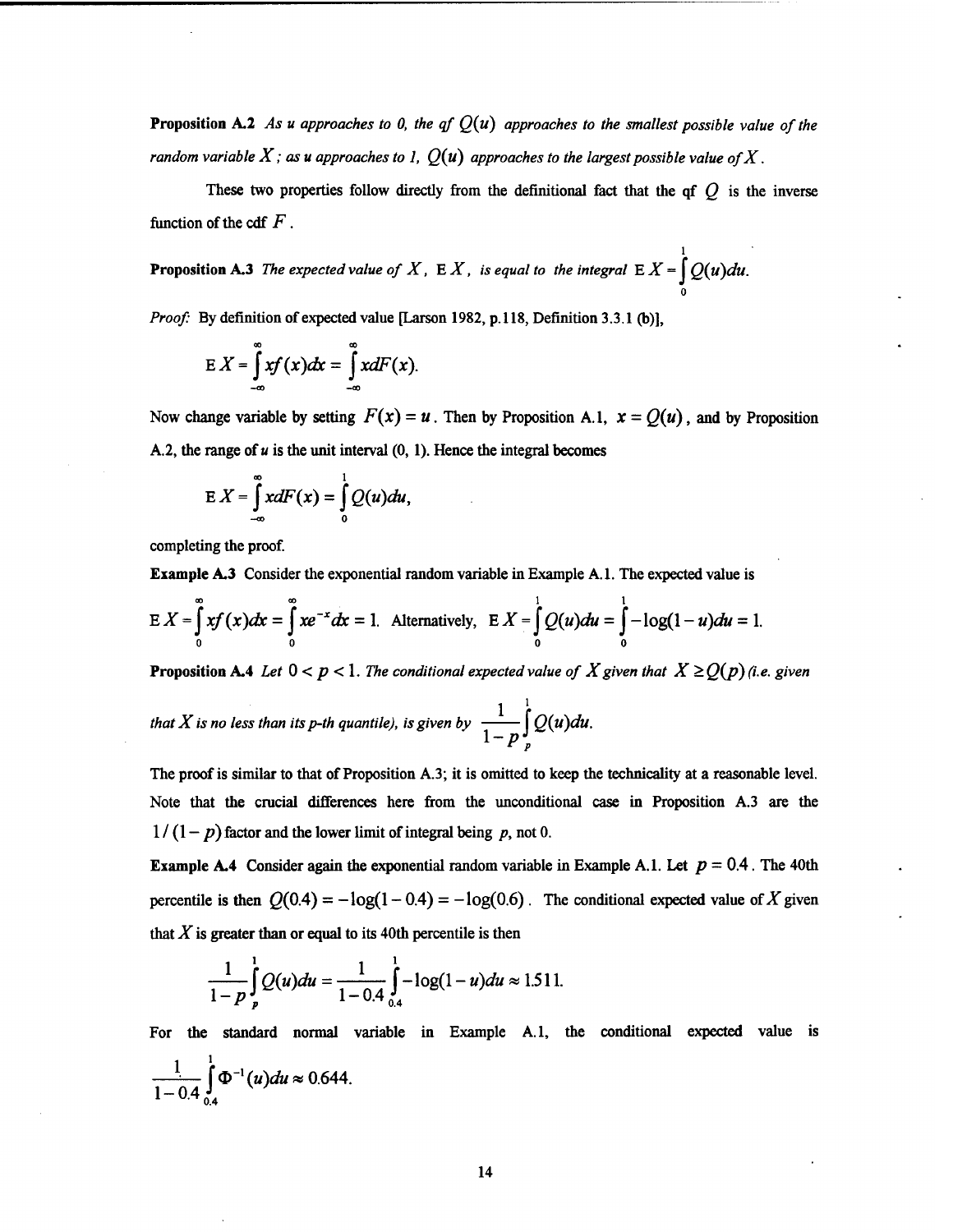**Proposition A.2** *As u approaches to 0, the qf $Q(u)$ approaches to the smallest possible value of the random variable $X$; as u approaches to 1, $Q(u)$ approaches to the largest possible value of $X$.*

These two properties follow directly from the definitional fact that the qf $Q$ is the inverse function of the cdf $F$.

**Proposition A.3** *The expected value of $X$, $\mathrm{E}\,X$, is equal to the integral* $\mathrm{E}\,X = \int_0^1 Q(u)du.$

*Proof:* By definition of expected value [Larson 1982, p.118, Definition 3.3.1 (b)],

$$\mathrm{E}\,X = \int_{-\infty}^{\infty} xf(x)dx = \int_{-\infty}^{\infty} xdF(x).$$

Now change variable by setting $F(x) = u$. Then by Proposition A.1, $x = Q(u)$, and by Proposition A.2, the range of $u$ is the unit interval (0, 1). Hence the integral becomes

$$\mathrm{E}\,X = \int_{-\infty}^{\infty} xdF(x) = \int_0^1 Q(u)du,$$

completing the proof.

**Example A.3** Consider the exponential random variable in Example A.1. The expected value is

$\mathrm{E}\,X = \int_0^{\infty} xf(x)dx = \int_0^{\infty} xe^{-x}dx = 1.$ Alternatively, $\mathrm{E}\,X = \int_0^1 Q(u)du = \int_0^1 -\log(1-u)du = 1.$

**Proposition A.4** *Let $0 < p < 1$. The conditional expected value of $X$ given that $X \geq Q(p)$ (i.e. given that $X$ is no less than its p-th quantile), is given by* $\dfrac{1}{1-p}\int_p^1 Q(u)du.$

The proof is similar to that of Proposition A.3; it is omitted to keep the technicality at a reasonable level. Note that the crucial differences here from the unconditional case in Proposition A.3 are the $1/(1-p)$ factor and the lower limit of integral being $p$, not 0.

**Example A.4** Consider again the exponential random variable in Example A.1. Let $p = 0.4$. The 40th percentile is then $Q(0.4) = -\log(1-0.4) = -\log(0.6)$. The conditional expected value of $X$ given that $X$ is greater than or equal to its 40th percentile is then

$$\frac{1}{1-p}\int_p^1 Q(u)du = \frac{1}{1-0.4}\int_{0.4}^1 -\log(1-u)du \approx 1.511.$$

For the standard normal variable in Example A.1, the conditional expected value is

$$\frac{1}{1-0.4}\int_{0.4}^1 \Phi^{-1}(u)du \approx 0.644.$$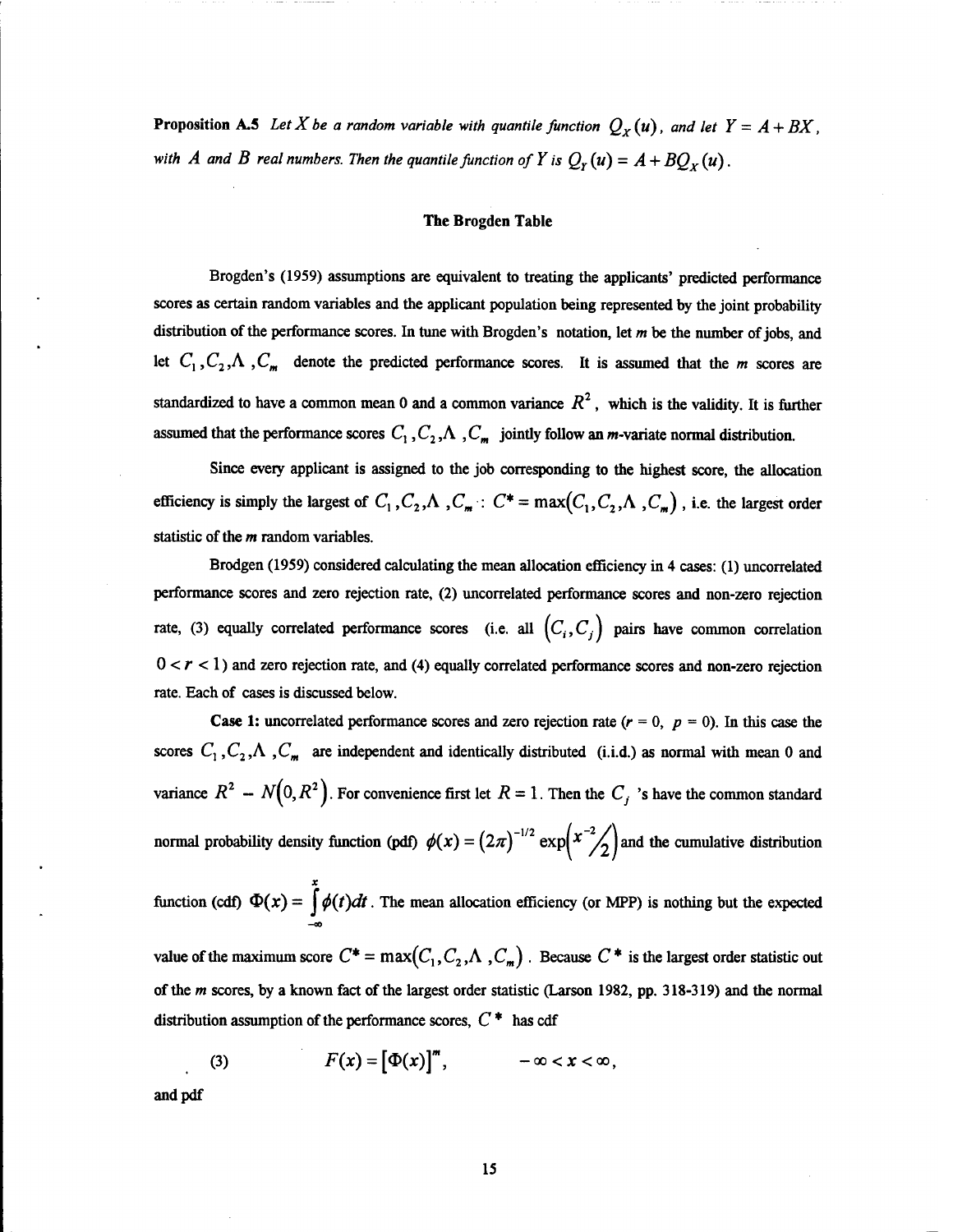**Proposition A.5** *Let X be a random variable with quantile function* $Q_X(u)$, *and let* $Y = A + BX$, *with* $A$ *and* $B$ *real numbers. Then the quantile function of Y is* $Q_Y(u) = A + BQ_X(u)$.

## The Brogden Table

Brogden's (1959) assumptions are equivalent to treating the applicants' predicted performance scores as certain random variables and the applicant population being represented by the joint probability distribution of the performance scores. In tune with Brogden's notation, let *m* be the number of jobs, and let $C_1, C_2, \Lambda, C_m$ denote the predicted performance scores. It is assumed that the *m* scores are standardized to have a common mean 0 and a common variance $R^2$, which is the validity. It is further assumed that the performance scores $C_1, C_2, \Lambda, C_m$ jointly follow an *m*-variate normal distribution.

Since every applicant is assigned to the job corresponding to the highest score, the allocation efficiency is simply the largest of $C_1, C_2, \Lambda, C_m$: $C^* = \max(C_1, C_2, \Lambda, C_m)$, i.e. the largest order statistic of the *m* random variables.

Brodgen (1959) considered calculating the mean allocation efficiency in 4 cases: (1) uncorrelated performance scores and zero rejection rate, (2) uncorrelated performance scores and non-zero rejection rate, (3) equally correlated performance scores (i.e. all $(C_i, C_j)$ pairs have common correlation $0 < r < 1$) and zero rejection rate, and (4) equally correlated performance scores and non-zero rejection rate. Each of cases is discussed below.

**Case 1:** uncorrelated performance scores and zero rejection rate ($r = 0$, $p = 0$). In this case the scores $C_1, C_2, \Lambda, C_m$ are independent and identically distributed (i.i.d.) as normal with mean 0 and variance $R^2$ – $N(0, R^2)$. For convenience first let $R = 1$. Then the $C_j$ 's have the common standard normal probability density function (pdf) $\phi(x) = (2\pi)^{-1/2} \exp\left(x^{-2}/2\right)$ and the cumulative distribution function (cdf) $\Phi(x) = \int_{-\infty}^{x} \phi(t)dt$. The mean allocation efficiency (or MPP) is nothing but the expected value of the maximum score $C^* = \max(C_1, C_2, \Lambda, C_m)$. Because $C^*$ is the largest order statistic out of the *m* scores, by a known fact of the largest order statistic (Larson 1982, pp. 318-319) and the normal distribution assumption of the performance scores, $C^*$ has cdf

$$F(x) = [\Phi(x)]^m, \qquad -\infty < x < \infty, \tag{3}$$

and pdf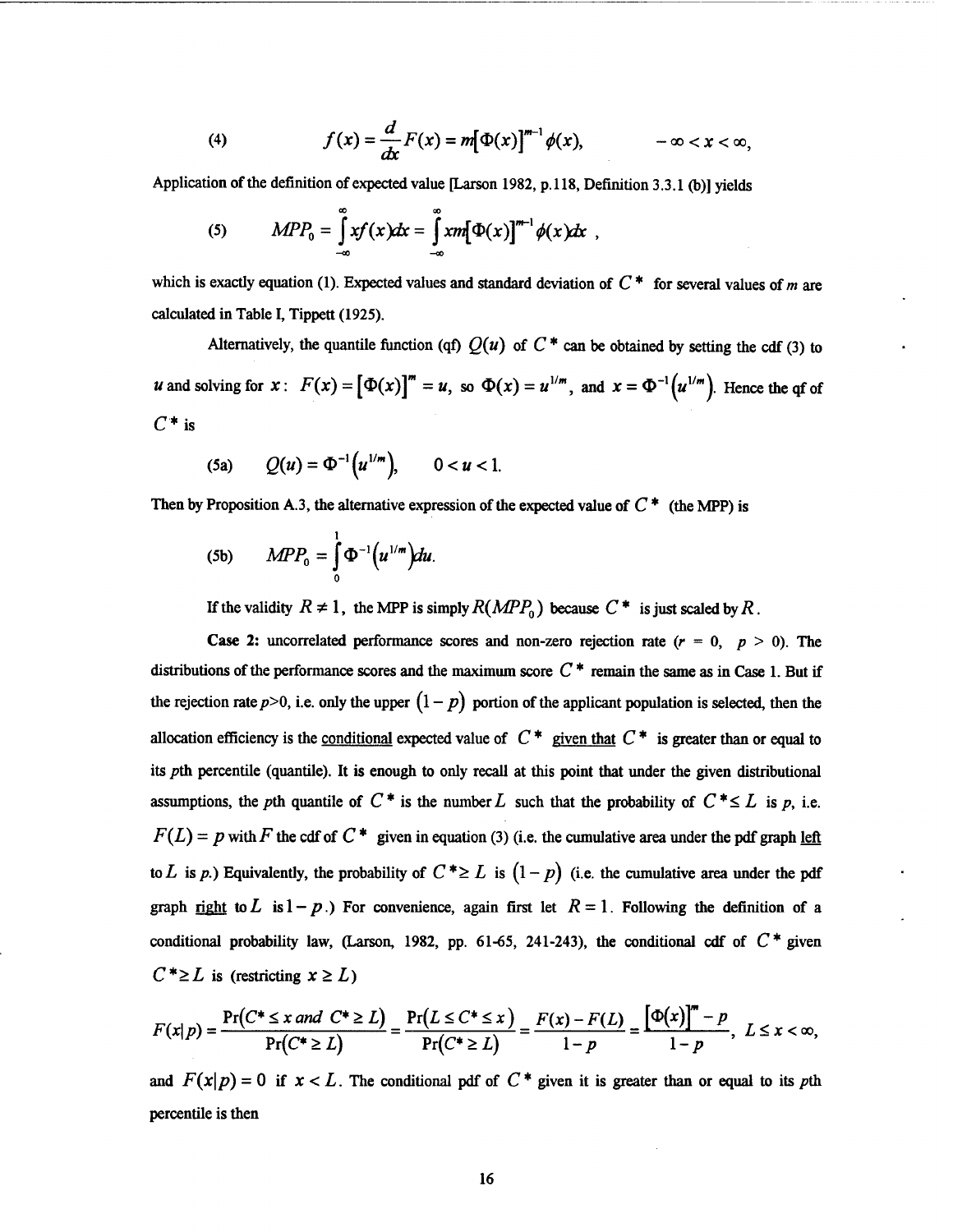$$(4) \qquad f(x) = \frac{d}{dx}F(x) = m[\Phi(x)]^{m-1}\phi(x), \qquad -\infty < x < \infty,$$

Application of the definition of expected value [Larson 1982, p.118, Definition 3.3.1 (b)] yields

$$(5) \qquad MPP_0 = \int_{-\infty}^{\infty} xf(x)dx = \int_{-\infty}^{\infty} xm[\Phi(x)]^{m-1}\phi(x)dx \ ,$$

which is exactly equation (1). Expected values and standard deviation of $C^*$ for several values of $m$ are calculated in Table I, Tippett (1925).

Alternatively, the quantile function (qf) $Q(u)$ of $C^*$ can be obtained by setting the cdf (3) to $u$ and solving for $x$: $F(x) = [\Phi(x)]^m = u$, so $\Phi(x) = u^{1/m}$, and $x = \Phi^{-1}(u^{1/m})$. Hence the qf of $C^*$ is

$$(5a) \qquad Q(u) = \Phi^{-1}(u^{1/m}), \qquad 0 < u < 1.$$

Then by Proposition A.3, the alternative expression of the expected value of $C^*$ (the MPP) is

$$(5b) \qquad MPP_0 = \int_0^1 \Phi^{-1}(u^{1/m})du.$$

If the validity $R \neq 1$, the MPP is simply $R(MPP_0)$ because $C^*$ is just scaled by $R$.

**Case 2: uncorrelated performance scores and non-zero rejection rate** ($r = 0$, $p > 0$). The distributions of the performance scores and the maximum score $C^*$ remain the same as in Case 1. But if the rejection rate $p>0$, i.e. only the upper $(1-p)$ portion of the applicant population is selected, then the allocation efficiency is the <u>conditional</u> expected value of $C^*$ <u>given that</u> $C^*$ is greater than or equal to its $p$th percentile (quantile). It is enough to only recall at this point that under the given distributional assumptions, the $p$th quantile of $C^*$ is the number $L$ such that the probability of $C^* \leq L$ is $p$, i.e. $F(L) = p$ with $F$ the cdf of $C^*$ given in equation (3) (i.e. the cumulative area under the pdf graph <u>left</u> to $L$ is $p$.) Equivalently, the probability of $C^* \geq L$ is $(1-p)$ (i.e. the cumulative area under the pdf graph <u>right</u> to $L$ is $1-p$.) For convenience, again first let $R = 1$. Following the definition of a conditional probability law, (Larson, 1982, pp. 61-65, 241-243), the conditional cdf of $C^*$ given $C^* \geq L$ is (restricting $x \geq L$)

$$F(x|p) = \frac{\Pr(C^* \leq x \ and \ C^* \geq L)}{\Pr(C^* \geq L)} = \frac{\Pr(L \leq C^* \leq x)}{\Pr(C^* \geq L)} = \frac{F(x) - F(L)}{1-p} = \frac{[\Phi(x)]^m - p}{1-p}, \quad L \leq x < \infty,$$

and $F(x|p) = 0$ if $x < L$. The conditional pdf of $C^*$ given it is greater than or equal to its $p$th percentile is then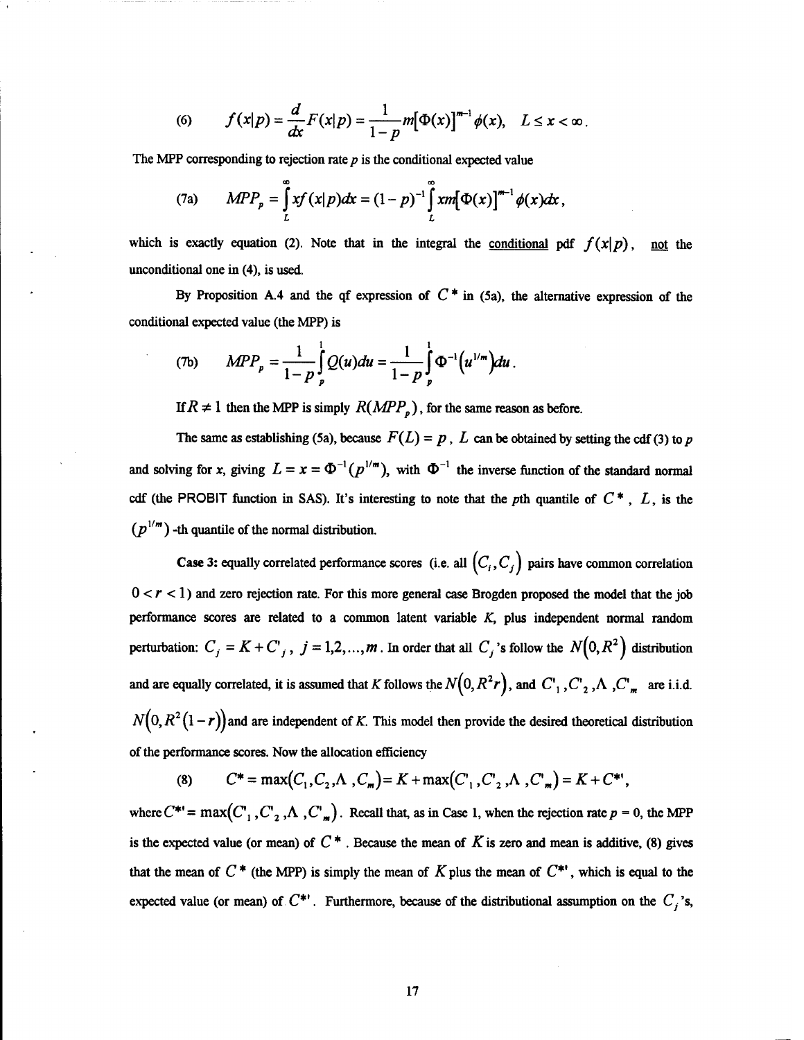$$(6) \qquad f(x|p) = \frac{d}{dx}F(x|p) = \frac{1}{1-p}m[\Phi(x)]^{m-1}\phi(x), \quad L \le x < \infty.$$

The MPP corresponding to rejection rate $p$ is the conditional expected value

$$(7a) \qquad MPP_p = \int_L^\infty x f(x|p)dx = (1-p)^{-1}\int_L^\infty xm[\Phi(x)]^{m-1}\phi(x)dx,$$

which is exactly equation (2). Note that in the integral the conditional pdf $f(x|p)$, not the unconditional one in (4), is used.

By Proposition A.4 and the qf expression of $C^*$ in (5a), the alternative expression of the conditional expected value (the MPP) is

$$(7b) \qquad MPP_p = \frac{1}{1-p}\int_p^1 Q(u)du = \frac{1}{1-p}\int_p^1 \Phi^{-1}\left(u^{1/m}\right)du.$$

If $R \neq 1$ then the MPP is simply $R(MPP_p)$, for the same reason as before.

The same as establishing (5a), because $F(L) = p$, $L$ can be obtained by setting the cdf (3) to $p$ and solving for $x$, giving $L = x = \Phi^{-1}(p^{1/m})$, with $\Phi^{-1}$ the inverse function of the standard normal cdf (the PROBIT function in SAS). It's interesting to note that the $p$th quantile of $C^*$, $L$, is the $(p^{1/m})$ -th quantile of the normal distribution.

**Case 3:** equally correlated performance scores (i.e. all $(C_i, C_j)$ pairs have common correlation $0 < r < 1$) and zero rejection rate. For this more general case Brogden proposed the model that the job performance scores are related to a common latent variable $K$, plus independent normal random perturbation: $C_j = K + C'_j$, $j = 1,2,\ldots,m$. In order that all $C_j$'s follow the $N\left(0, R^2\right)$ distribution and are equally correlated, it is assumed that $K$ follows the $N\left(0, R^2 r\right)$, and $C'_1, C'_2, \ldots, C'_m$ are i.i.d. $N\left(0, R^2(1-r)\right)$ and are independent of $K$. This model then provide the desired theoretical distribution of the performance scores. Now the allocation efficiency

$$(8) \qquad C^* = \max\left(C_1, C_2, \ldots, C_m\right) = K + \max\left(C'_1, C'_2, \ldots, C'_m\right) = K + C^{*\prime},$$

where $C^{*\prime} = \max\left(C'_1, C'_2, \ldots, C'_m\right)$. Recall that, as in Case 1, when the rejection rate $p = 0$, the MPP is the expected value (or mean) of $C^*$. Because the mean of $K$ is zero and mean is additive, (8) gives that the mean of $C^*$ (the MPP) is simply the mean of $K$ plus the mean of $C^{*\prime}$, which is equal to the expected value (or mean) of $C^{*\prime}$. Furthermore, because of the distributional assumption on the $C_j$'s,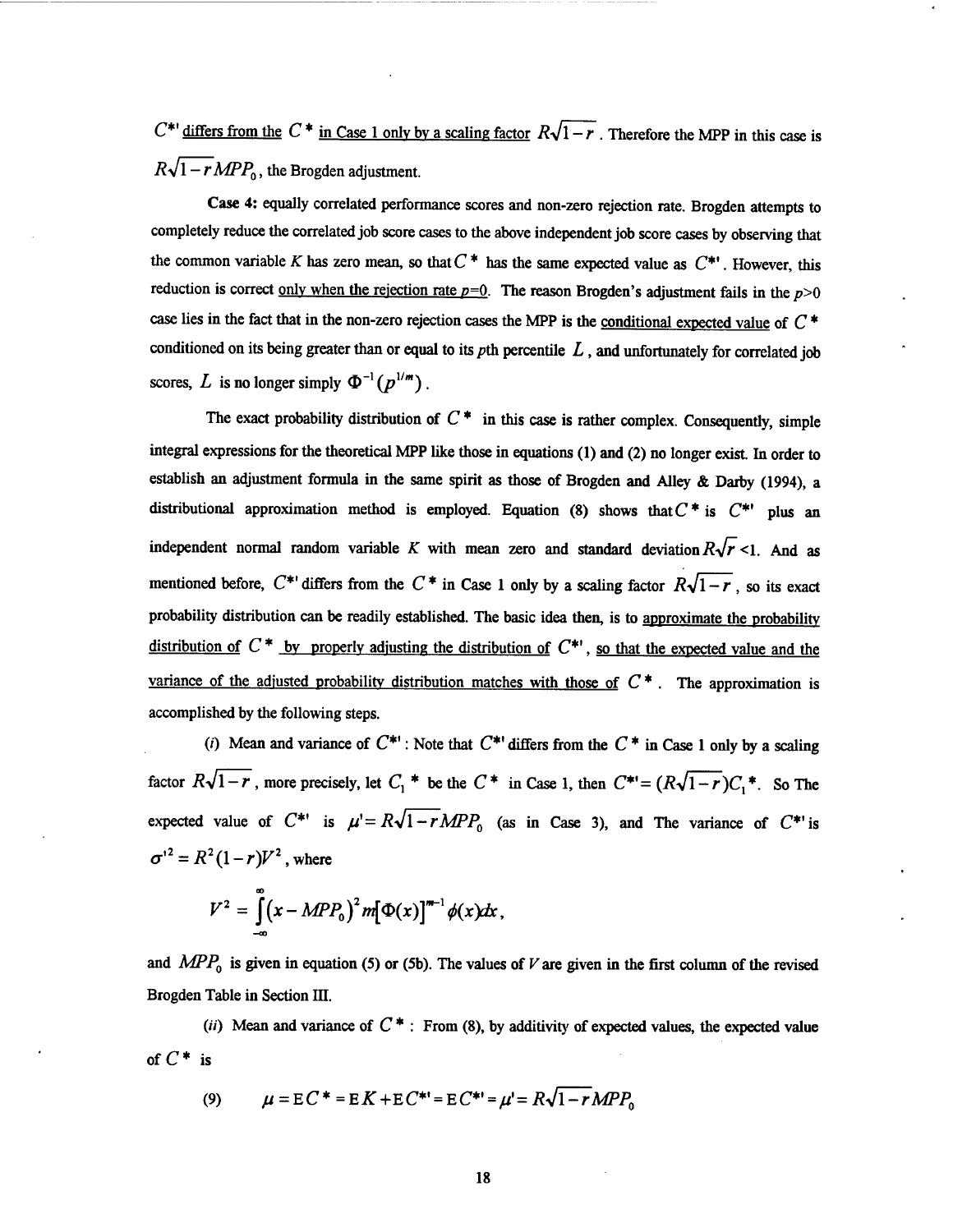$C^{*\prime}$ <u>differs from the</u> $C^*$ <u>in Case 1 only by a scaling factor</u> $R\sqrt{1-r}$. Therefore the MPP in this case is $R\sqrt{1-r}MPP_0$, the Brogden adjustment.

**Case 4:** equally correlated performance scores and non-zero rejection rate. Brogden attempts to completely reduce the correlated job score cases to the above independent job score cases by observing that the common variable $K$ has zero mean, so that $C^*$ has the same expected value as $C^{*\prime}$. However, this reduction is correct <u>only when the rejection rate $p$=0</u>. The reason Brogden's adjustment fails in the $p$>0 case lies in the fact that in the non-zero rejection cases the MPP is the <u>conditional expected value</u> of $C^*$ conditioned on its being greater than or equal to its $p$th percentile $L$, and unfortunately for correlated job scores, $L$ is no longer simply $\Phi^{-1}(p^{1/m})$.

The exact probability distribution of $C^*$ in this case is rather complex. Consequently, simple integral expressions for the theoretical MPP like those in equations (1) and (2) no longer exist. In order to establish an adjustment formula in the same spirit as those of Brogden and Alley & Darby (1994), a distributional approximation method is employed. Equation (8) shows that $C^*$ is $C^{*\prime}$ plus an independent normal random variable $K$ with mean zero and standard deviation $R\sqrt{r}$ <1. And as mentioned before, $C^{*\prime}$ differs from the $C^*$ in Case 1 only by a scaling factor $R\sqrt{1-r}$, so its exact probability distribution can be readily established. The basic idea then, is to <u>approximate the probability distribution of $C^*$ by properly adjusting the distribution of $C^{*\prime}$, so that the expected value and the variance of the adjusted probability distribution matches with those of $C^*$</u>. The approximation is accomplished by the following steps.

(*i*) Mean and variance of $C^{*\prime}$: Note that $C^{*\prime}$ differs from the $C^*$ in Case 1 only by a scaling factor $R\sqrt{1-r}$, more precisely, let $C_1{}^*$ be the $C^*$ in Case 1, then $C^{*\prime} = (R\sqrt{1-r})C_1{}^*$. So The expected value of $C^{*\prime}$ is $\mu' = R\sqrt{1-r}MPP_0$ (as in Case 3), and The variance of $C^{*\prime}$ is $\sigma'^2 = R^2(1-r)V^2$, where

$$V^2 = \int_{-\infty}^{\infty} (x - MPP_0)^2 m[\Phi(x)]^{m-1}\phi(x)dx,$$

and $MPP_0$ is given in equation (5) or (5b). The values of $V$ are given in the first column of the revised Brogden Table in Section III.

(*ii*) Mean and variance of $C^*$: From (8), by additivity of expected values, the expected value of $C^*$ is

$$(9) \qquad \mu = \mathrm{E}C^* = \mathrm{E}K + \mathrm{E}C^{*\prime} = \mathrm{E}C^{*\prime} = \mu' = R\sqrt{1-r}MPP_0$$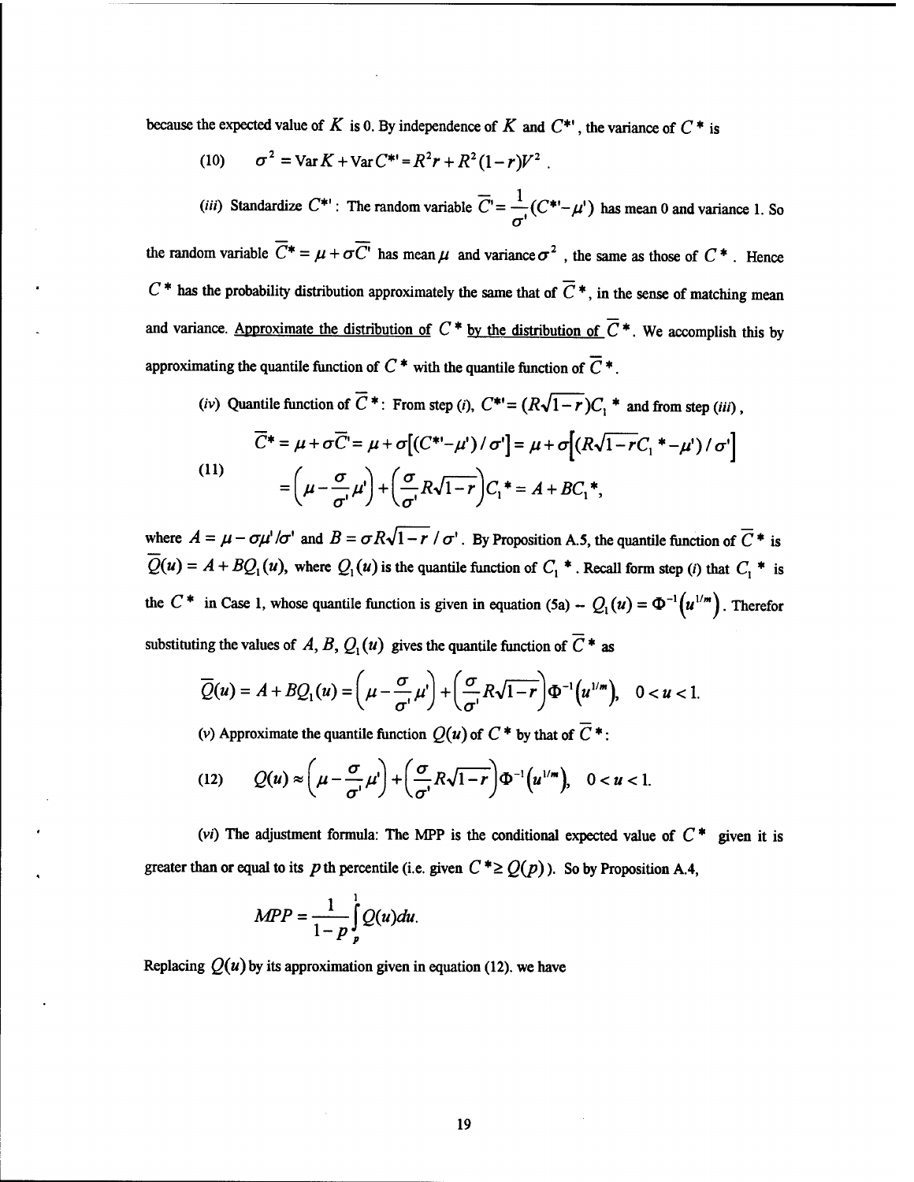because the expected value of $K$ is 0. By independence of $K$ and $C^{*\prime}$, the variance of $C^*$ is

$$\text{(10)} \qquad \sigma^2 = \text{Var}\, K + \text{Var}\, C^{*\prime} = R^2 r + R^2(1-r)V^2 \,.$$

(*iii*) Standardize $C^{*\prime}$: The random variable $\overline{C}' = \frac{1}{\sigma'}(C^{*\prime} - \mu')$ has mean 0 and variance 1. So the random variable $\overline{C}^* = \mu + \sigma\overline{C}'$ has mean $\mu$ and variance $\sigma^2$, the same as those of $C^*$. Hence $C^*$ has the probability distribution approximately the same that of $\overline{C}^*$, in the sense of matching mean and variance. <u>Approximate the distribution of $C^*$ by the distribution of $\overline{C}^*$</u>. We accomplish this by approximating the quantile function of $C^*$ with the quantile function of $\overline{C}^*$.

(*iv*) Quantile function of $\overline{C}^*$: From step (*i*), $C^{*\prime} = (R\sqrt{1-r})C_1{}^*$ and from step (*iii*),

$$\text{(11)} \qquad \begin{aligned} \overline{C}^* &= \mu + \sigma\overline{C}' = \mu + \sigma\left[(C^{*\prime} - \mu')/\sigma'\right] = \mu + \sigma\left[(R\sqrt{1-r}C_1{}^* - \mu')/\sigma'\right] \\ &= \left(\mu - \frac{\sigma}{\sigma'}\mu'\right) + \left(\frac{\sigma}{\sigma'}R\sqrt{1-r}\right)C_1{}^* = A + BC_1{}^*, \end{aligned}$$

where $A = \mu - \sigma\mu'/\sigma'$ and $B = \sigma R\sqrt{1-r}/\sigma'$. By Proposition A.5, the quantile function of $\overline{C}^*$ is $\overline{Q}(u) = A + BQ_1(u)$, where $Q_1(u)$ is the quantile function of $C_1{}^*$. Recall form step (*i*) that $C_1{}^*$ is the $C^*$ in Case 1, whose quantile function is given in equation (5a) -- $Q_1(u) = \Phi^{-1}\left(u^{1/m}\right)$. Therefor substituting the values of $A, B, Q_1(u)$ gives the quantile function of $\overline{C}^*$ as

$$\overline{Q}(u) = A + BQ_1(u) = \left(\mu - \frac{\sigma}{\sigma'}\mu'\right) + \left(\frac{\sigma}{\sigma'}R\sqrt{1-r}\right)\Phi^{-1}\left(u^{1/m}\right), \quad 0 < u < 1.$$

(*v*) Approximate the quantile function $Q(u)$ of $C^*$ by that of $\overline{C}^*$:

$$\text{(12)} \qquad Q(u) \approx \left(\mu - \frac{\sigma}{\sigma'}\mu'\right) + \left(\frac{\sigma}{\sigma'}R\sqrt{1-r}\right)\Phi^{-1}\left(u^{1/m}\right), \quad 0 < u < 1.$$

(*vi*) The adjustment formula: The MPP is the conditional expected value of $C^*$ given it is greater than or equal to its $p$th percentile (i.e. given $C^* \geq Q(p)$). So by Proposition A.4,

$$MPP = \frac{1}{1-p}\int_p^1 Q(u)du.$$

Replacing $Q(u)$ by its approximation given in equation (12). we have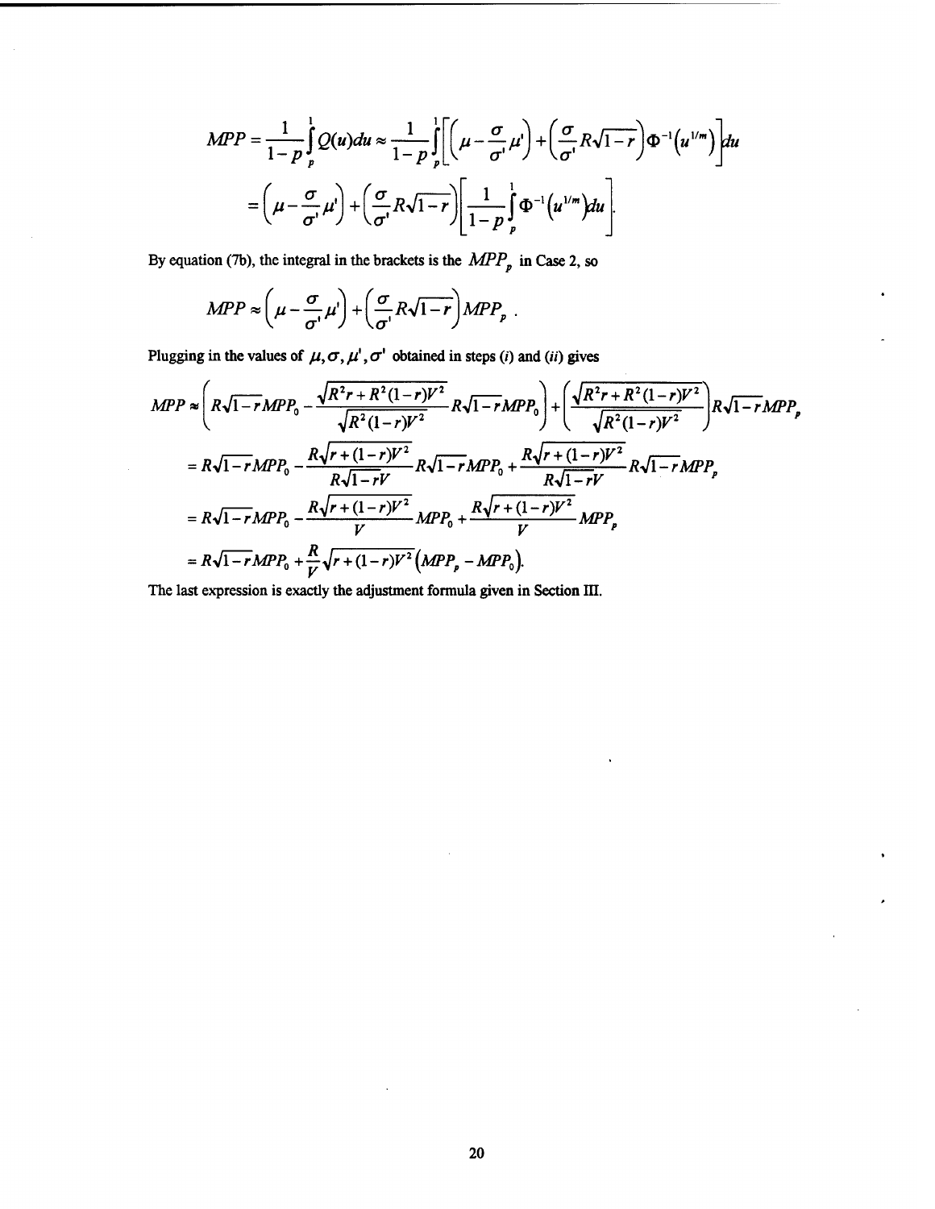$$MPP = \frac{1}{1-p}\int_p^1 Q(u)du \approx \frac{1}{1-p}\int_p^1 \left[\left(\mu - \frac{\sigma}{\sigma'}\mu'\right) + \left(\frac{\sigma}{\sigma'}R\sqrt{1-r}\right)\Phi^{-1}\left(u^{1/m}\right)\right]du$$

$$= \left(\mu - \frac{\sigma}{\sigma'}\mu'\right) + \left(\frac{\sigma}{\sigma'}R\sqrt{1-r}\right)\left[\frac{1}{1-p}\int_p^1 \Phi^{-1}\left(u^{1/m}\right)du\right].$$

By equation (7b), the integral in the brackets is the $MPP_p$ in Case 2, so

$$MPP \approx \left(\mu - \frac{\sigma}{\sigma'}\mu'\right) + \left(\frac{\sigma}{\sigma'}R\sqrt{1-r}\right)MPP_p .$$

Plugging in the values of $\mu, \sigma, \mu', \sigma'$ obtained in steps (*i*) and (*ii*) gives

$$MPP \approx \left(R\sqrt{1-r}MPP_0 - \frac{\sqrt{R^2r + R^2(1-r)V^2}}{\sqrt{R^2(1-r)V^2}}R\sqrt{1-r}MPP_0\right) + \left(\frac{\sqrt{R^2r + R^2(1-r)V^2}}{\sqrt{R^2(1-r)V^2}}\right)R\sqrt{1-r}MPP_p$$

$$= R\sqrt{1-r}MPP_0 - \frac{R\sqrt{r+(1-r)V^2}}{R\sqrt{1-r}V}R\sqrt{1-r}MPP_0 + \frac{R\sqrt{r+(1-r)V^2}}{R\sqrt{1-r}V}R\sqrt{1-r}MPP_p$$

$$= R\sqrt{1-r}MPP_0 - \frac{R\sqrt{r+(1-r)V^2}}{V}MPP_0 + \frac{R\sqrt{r+(1-r)V^2}}{V}MPP_p$$

$$= R\sqrt{1-r}MPP_0 + \frac{R}{V}\sqrt{r+(1-r)V^2}\left(MPP_p - MPP_0\right).$$

The last expression is exactly the adjustment formula given in Section III.